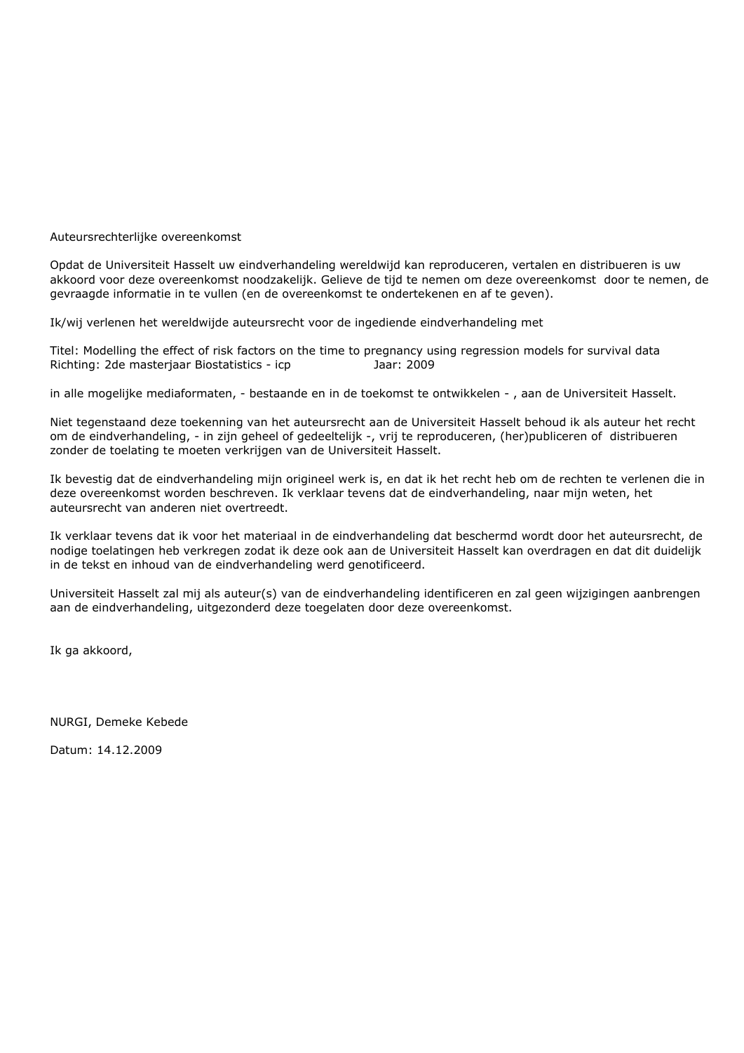Auteursrechterlijke overeenkomst

Opdat de Universiteit Hasselt uw eindverhandeling wereldwijd kan reproduceren, vertalen en distribueren is uw akkoord voor deze overeenkomst noodzakelijk. Gelieve de tijd te nemen om deze overeenkomst door te nemen, de gevraagde informatie in te vullen (en de overeenkomst te ondertekenen en af te geven).

Ik/wij verlenen het wereldwijde auteursrecht voor de ingediende eindverhandeling met

Titel: Modelling the effect of risk factors on the time to pregnancy using regression models for survival data
Richting: 2de masterjaar Biostatistics - icp Jaar: 2009

in alle mogelijke mediaformaten, - bestaande en in de toekomst te ontwikkelen - , aan de Universiteit Hasselt.

Niet tegenstaand deze toekenning van het auteursrecht aan de Universiteit Hasselt behoud ik als auteur het recht om de eindverhandeling, - in zijn geheel of gedeeltelijk -, vrij te reproduceren, (her)publiceren of distribueren zonder de toelating te moeten verkrijgen van de Universiteit Hasselt.

Ik bevestig dat de eindverhandeling mijn origineel werk is, en dat ik het recht heb om de rechten te verlenen die in deze overeenkomst worden beschreven. Ik verklaar tevens dat de eindverhandeling, naar mijn weten, het auteursrecht van anderen niet overtreedt.

Ik verklaar tevens dat ik voor het materiaal in de eindverhandeling dat beschermd wordt door het auteursrecht, de nodige toelatingen heb verkregen zodat ik deze ook aan de Universiteit Hasselt kan overdragen en dat dit duidelijk in de tekst en inhoud van de eindverhandeling werd genotificeerd.

Universiteit Hasselt zal mij als auteur(s) van de eindverhandeling identificeren en zal geen wijzigingen aanbrengen aan de eindverhandeling, uitgezonderd deze toegelaten door deze overeenkomst.

Ik ga akkoord,

NURGI, Demeke Kebede

Datum: 14.12.2009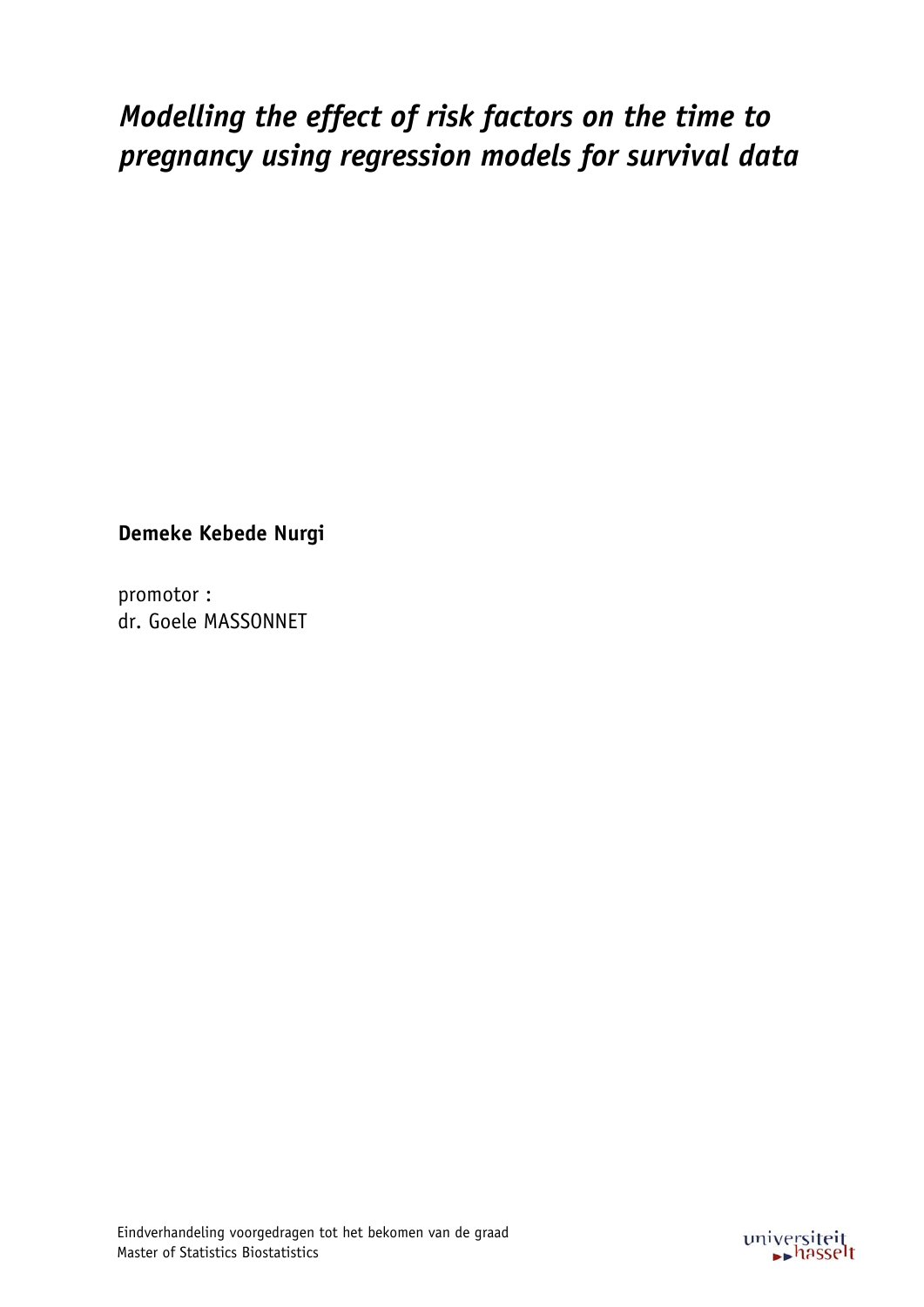# *Modelling the effect of risk factors on the time to pregnancy using regression models for survival data*

**Demeke Kebede Nurgi**

promotor :
dr. Goele MASSONNET

Eindverhandeling voorgedragen tot het bekomen van de graad
Master of Statistics Biostatistics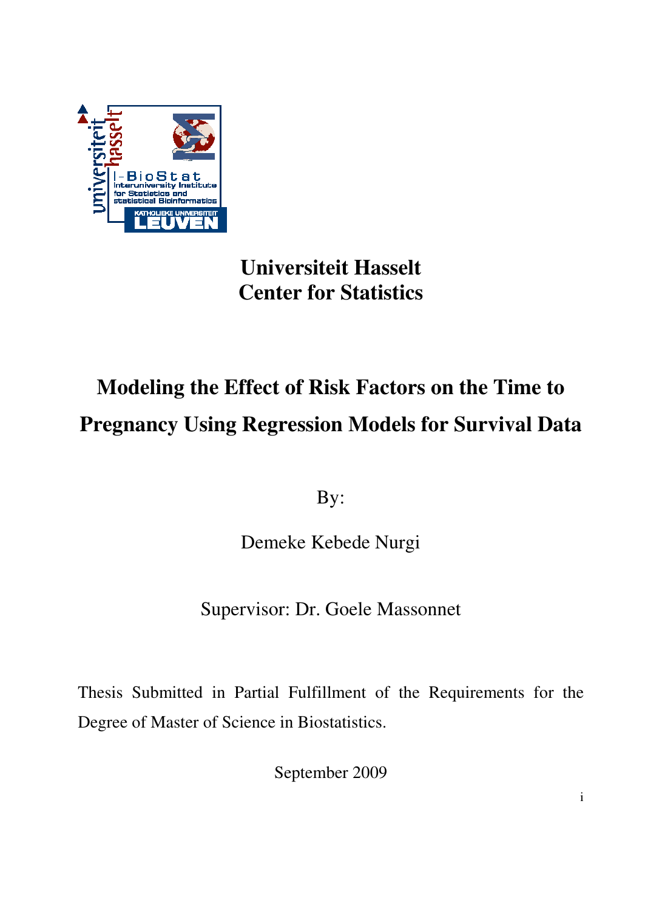**Universiteit Hasselt**
**Center for Statistics**

# Modeling the Effect of Risk Factors on the Time to Pregnancy Using Regression Models for Survival Data

By:

Demeke Kebede Nurgi

Supervisor: Dr. Goele Massonnet

Thesis Submitted in Partial Fulfillment of the Requirements for the Degree of Master of Science in Biostatistics.

September 2009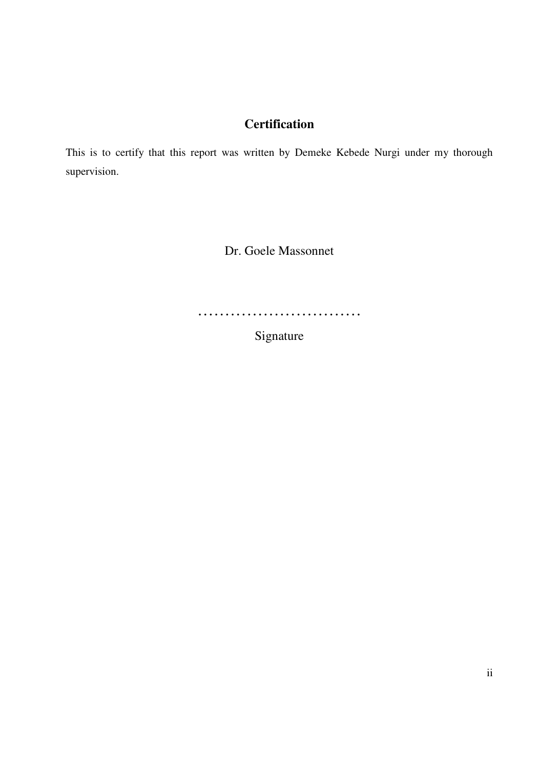## Certification

This is to certify that this report was written by Demeke Kebede Nurgi under my thorough supervision.

Dr. Goele Massonnet

…………………………

Signature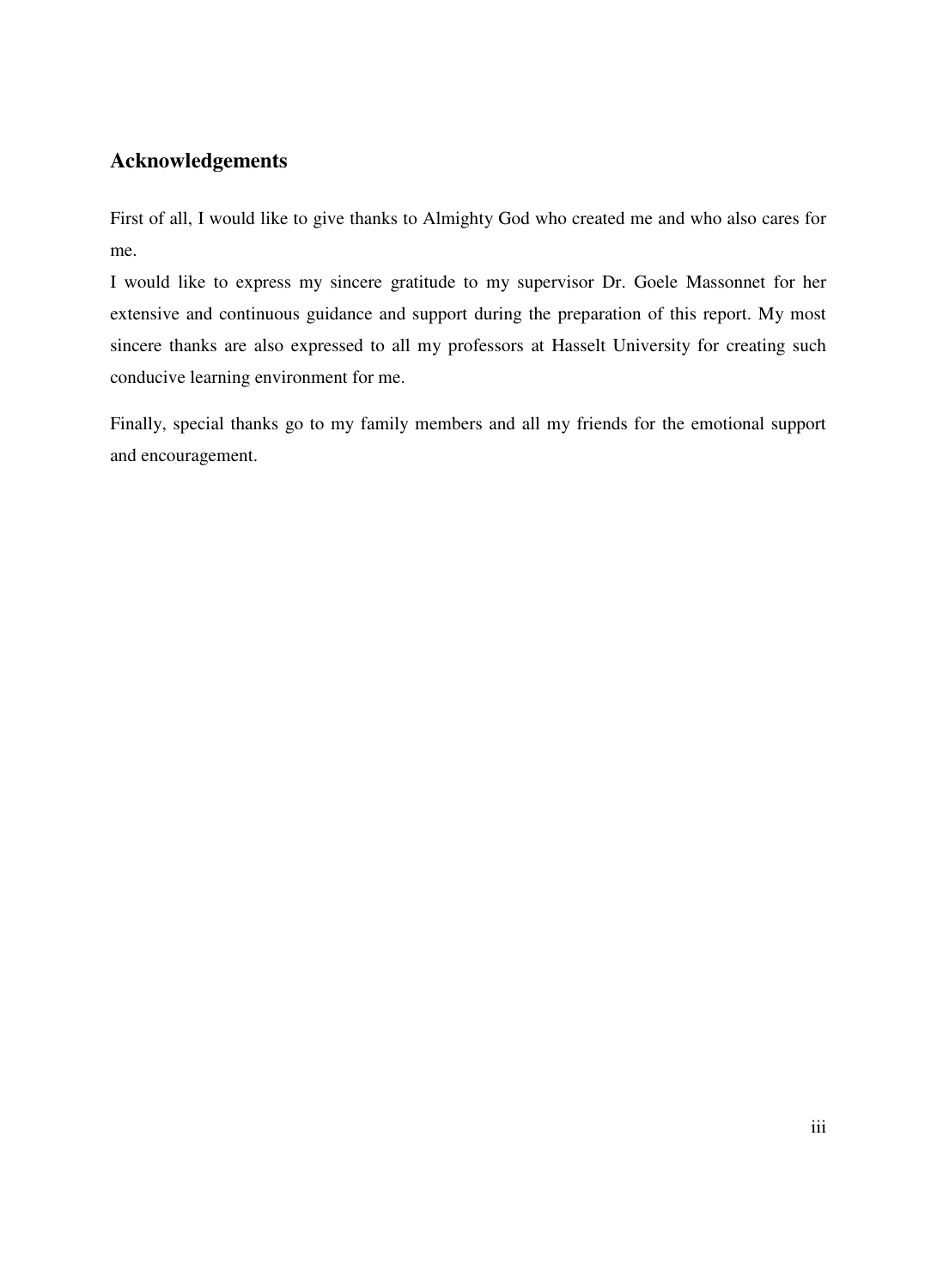## Acknowledgements

First of all, I would like to give thanks to Almighty God who created me and who also cares for me.

I would like to express my sincere gratitude to my supervisor Dr. Goele Massonnet for her extensive and continuous guidance and support during the preparation of this report. My most sincere thanks are also expressed to all my professors at Hasselt University for creating such conducive learning environment for me.

Finally, special thanks go to my family members and all my friends for the emotional support and encouragement.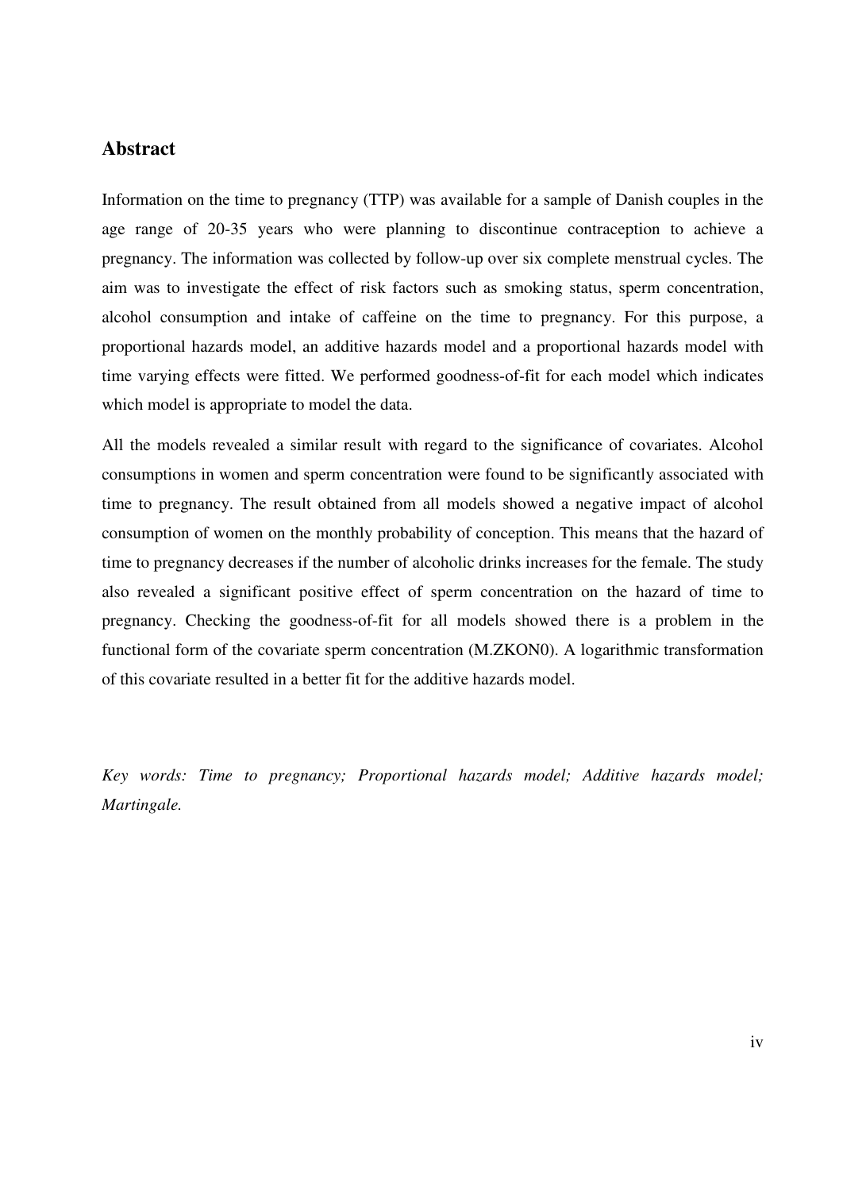## Abstract

Information on the time to pregnancy (TTP) was available for a sample of Danish couples in the age range of 20-35 years who were planning to discontinue contraception to achieve a pregnancy. The information was collected by follow-up over six complete menstrual cycles. The aim was to investigate the effect of risk factors such as smoking status, sperm concentration, alcohol consumption and intake of caffeine on the time to pregnancy. For this purpose, a proportional hazards model, an additive hazards model and a proportional hazards model with time varying effects were fitted. We performed goodness-of-fit for each model which indicates which model is appropriate to model the data.

All the models revealed a similar result with regard to the significance of covariates. Alcohol consumptions in women and sperm concentration were found to be significantly associated with time to pregnancy. The result obtained from all models showed a negative impact of alcohol consumption of women on the monthly probability of conception. This means that the hazard of time to pregnancy decreases if the number of alcoholic drinks increases for the female. The study also revealed a significant positive effect of sperm concentration on the hazard of time to pregnancy. Checking the goodness-of-fit for all models showed there is a problem in the functional form of the covariate sperm concentration (M.ZKON0). A logarithmic transformation of this covariate resulted in a better fit for the additive hazards model.

*Key words: Time to pregnancy; Proportional hazards model; Additive hazards model; Martingale.*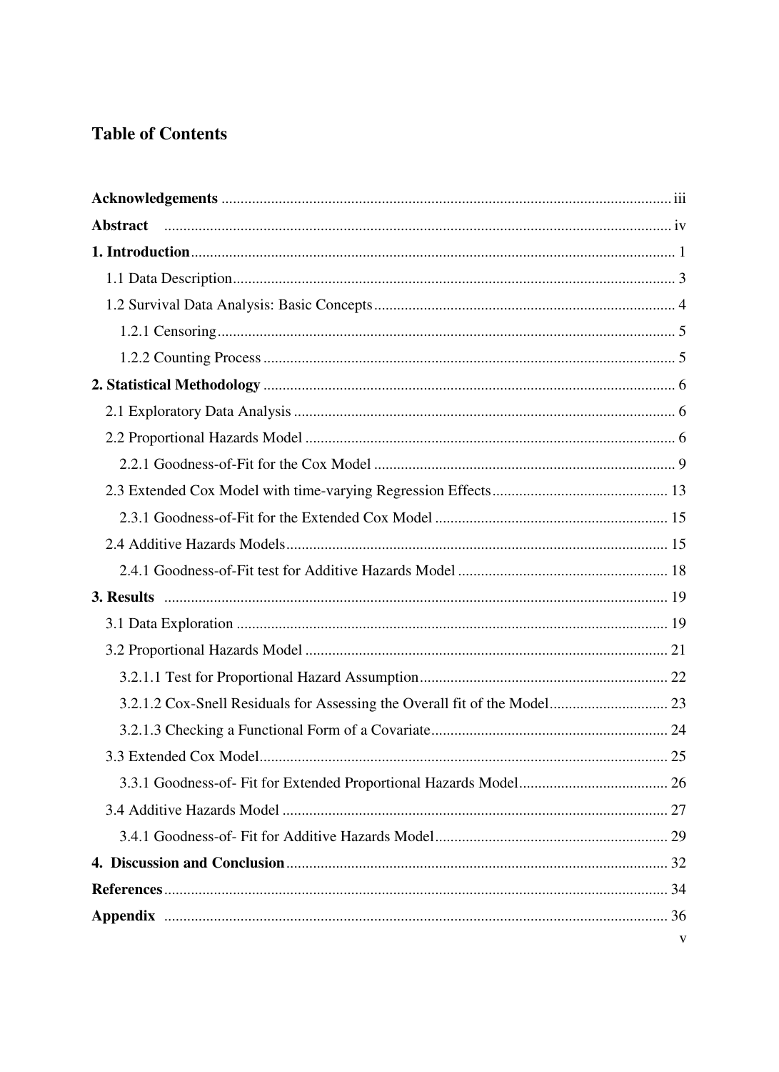# Table of Contents

**Acknowledgements** ..................................................... iii

**Abstract** ..................................................... iv

**1. Introduction** ..................................................... 1

- 1.1 Data Description ..................................................... 3
- 1.2 Survival Data Analysis: Basic Concepts ..................................................... 4
  - 1.2.1 Censoring ..................................................... 5
  - 1.2.2 Counting Process ..................................................... 5

**2. Statistical Methodology** ..................................................... 6

- 2.1 Exploratory Data Analysis ..................................................... 6
- 2.2 Proportional Hazards Model ..................................................... 6
  - 2.2.1 Goodness-of-Fit for the Cox Model ..................................................... 9
- 2.3 Extended Cox Model with time-varying Regression Effects ..................................................... 13
  - 2.3.1 Goodness-of-Fit for the Extended Cox Model ..................................................... 15
- 2.4 Additive Hazards Models ..................................................... 15
  - 2.4.1 Goodness-of-Fit test for Additive Hazards Model ..................................................... 18

**3. Results** ..................................................... 19

- 3.1 Data Exploration ..................................................... 19
- 3.2 Proportional Hazards Model ..................................................... 21
  - 3.2.1.1 Test for Proportional Hazard Assumption ..................................................... 22
  - 3.2.1.2 Cox-Snell Residuals for Assessing the Overall fit of the Model ..................................................... 23
  - 3.2.1.3 Checking a Functional Form of a Covariate ..................................................... 24
- 3.3 Extended Cox Model ..................................................... 25
  - 3.3.1 Goodness-of- Fit for Extended Proportional Hazards Model ..................................................... 26
- 3.4 Additive Hazards Model ..................................................... 27
  - 3.4.1 Goodness-of- Fit for Additive Hazards Model ..................................................... 29

**4. Discussion and Conclusion** ..................................................... 32

**References** ..................................................... 34

**Appendix** ..................................................... 36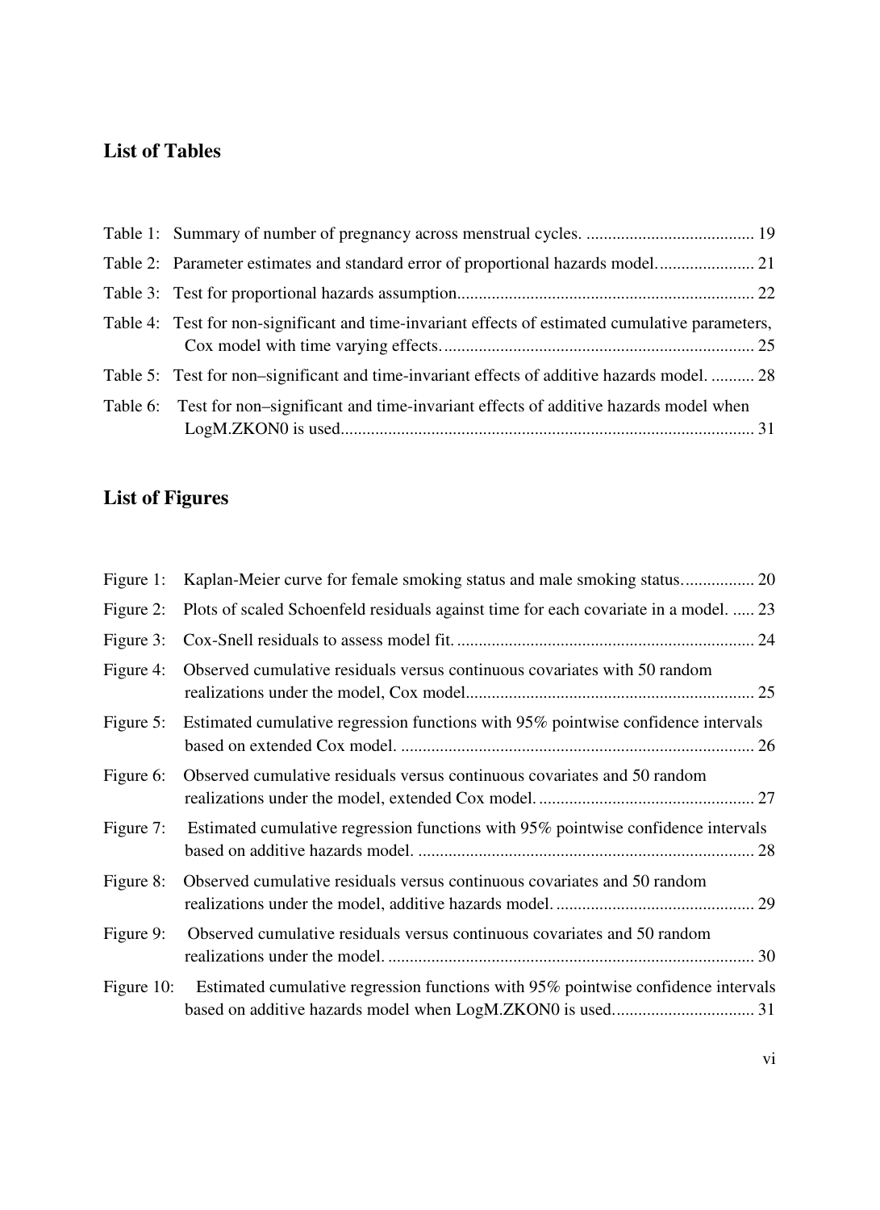## List of Tables

Table 1: Summary of number of pregnancy across menstrual cycles. ....................................... 19

Table 2: Parameter estimates and standard error of proportional hazards model....................... 21

Table 3: Test for proportional hazards assumption..................................................................... 22

Table 4: Test for non-significant and time-invariant effects of estimated cumulative parameters, Cox model with time varying effects......................................................................... 25

Table 5: Test for non–significant and time-invariant effects of additive hazards model. .......... 28

Table 6: Test for non–significant and time-invariant effects of additive hazards model when LogM.ZKON0 is used................................................................................................ 31

## List of Figures

Figure 1: Kaplan-Meier curve for female smoking status and male smoking status................. 20

Figure 2: Plots of scaled Schoenfeld residuals against time for each covariate in a model. ..... 23

Figure 3: Cox-Snell residuals to assess model fit...................................................................... 24

Figure 4: Observed cumulative residuals versus continuous covariates with 50 random realizations under the model, Cox model.................................................................. 25

Figure 5: Estimated cumulative regression functions with 95% pointwise confidence intervals based on extended Cox model. .................................................................................. 26

Figure 6: Observed cumulative residuals versus continuous covariates and 50 random realizations under the model, extended Cox model.................................................. 27

Figure 7: Estimated cumulative regression functions with 95% pointwise confidence intervals based on additive hazards model. .............................................................................. 28

Figure 8: Observed cumulative residuals versus continuous covariates and 50 random realizations under the model, additive hazards model.............................................. 29

Figure 9: Observed cumulative residuals versus continuous covariates and 50 random realizations under the model. ..................................................................................... 30

Figure 10: Estimated cumulative regression functions with 95% pointwise confidence intervals based on additive hazards model when LogM.ZKON0 is used................................ 31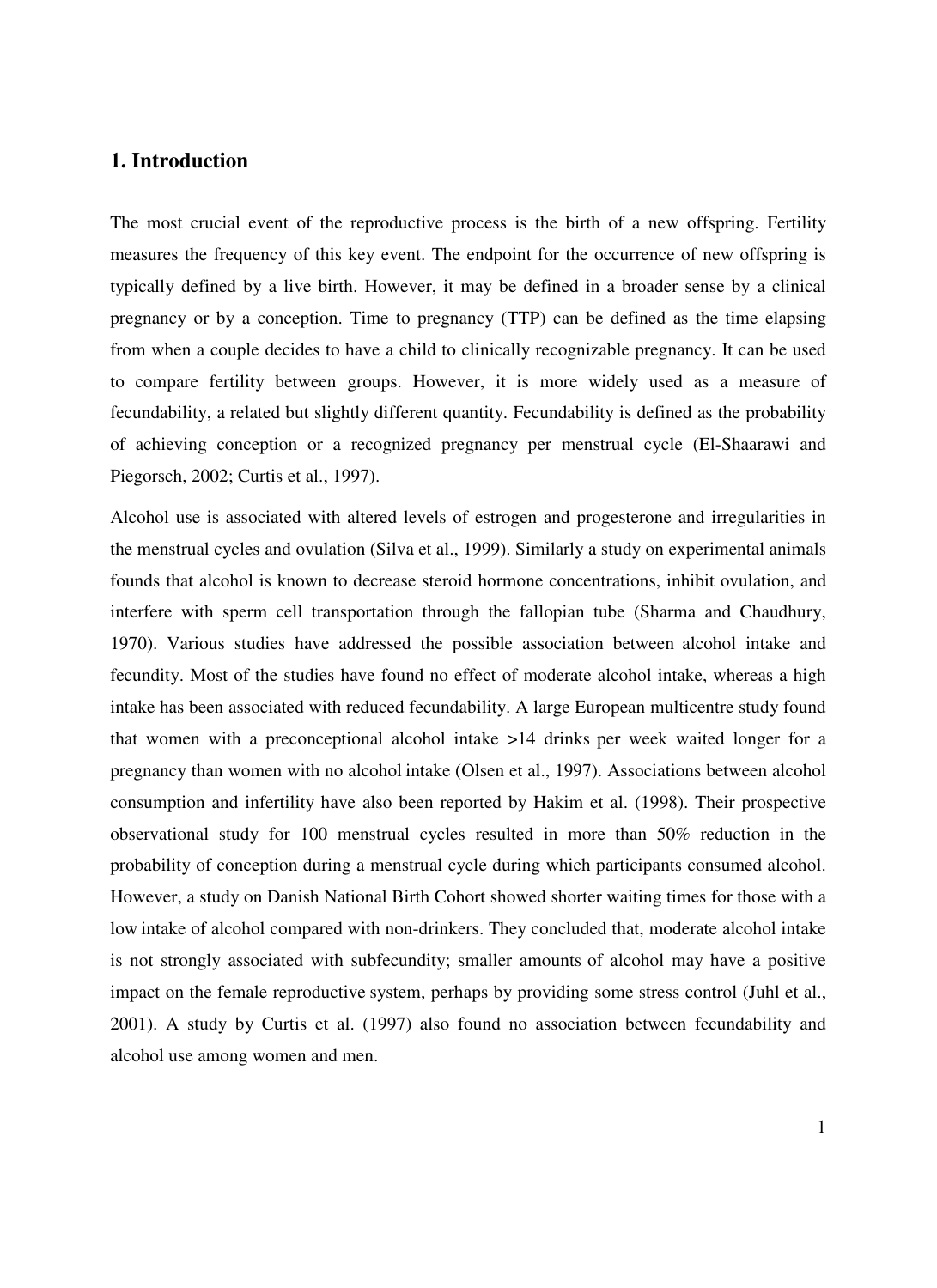## 1. Introduction

The most crucial event of the reproductive process is the birth of a new offspring. Fertility measures the frequency of this key event. The endpoint for the occurrence of new offspring is typically defined by a live birth. However, it may be defined in a broader sense by a clinical pregnancy or by a conception. Time to pregnancy (TTP) can be defined as the time elapsing from when a couple decides to have a child to clinically recognizable pregnancy. It can be used to compare fertility between groups. However, it is more widely used as a measure of fecundability, a related but slightly different quantity. Fecundability is defined as the probability of achieving conception or a recognized pregnancy per menstrual cycle (El-Shaarawi and Piegorsch, 2002; Curtis et al., 1997).

Alcohol use is associated with altered levels of estrogen and progesterone and irregularities in the menstrual cycles and ovulation (Silva et al., 1999). Similarly a study on experimental animals founds that alcohol is known to decrease steroid hormone concentrations, inhibit ovulation, and interfere with sperm cell transportation through the fallopian tube (Sharma and Chaudhury, 1970). Various studies have addressed the possible association between alcohol intake and fecundity. Most of the studies have found no effect of moderate alcohol intake, whereas a high intake has been associated with reduced fecundability. A large European multicentre study found that women with a preconceptional alcohol intake >14 drinks per week waited longer for a pregnancy than women with no alcohol intake (Olsen et al., 1997). Associations between alcohol consumption and infertility have also been reported by Hakim et al. (1998). Their prospective observational study for 100 menstrual cycles resulted in more than 50% reduction in the probability of conception during a menstrual cycle during which participants consumed alcohol. However, a study on Danish National Birth Cohort showed shorter waiting times for those with a low intake of alcohol compared with non-drinkers. They concluded that, moderate alcohol intake is not strongly associated with subfecundity; smaller amounts of alcohol may have a positive impact on the female reproductive system, perhaps by providing some stress control (Juhl et al., 2001). A study by Curtis et al. (1997) also found no association between fecundability and alcohol use among women and men.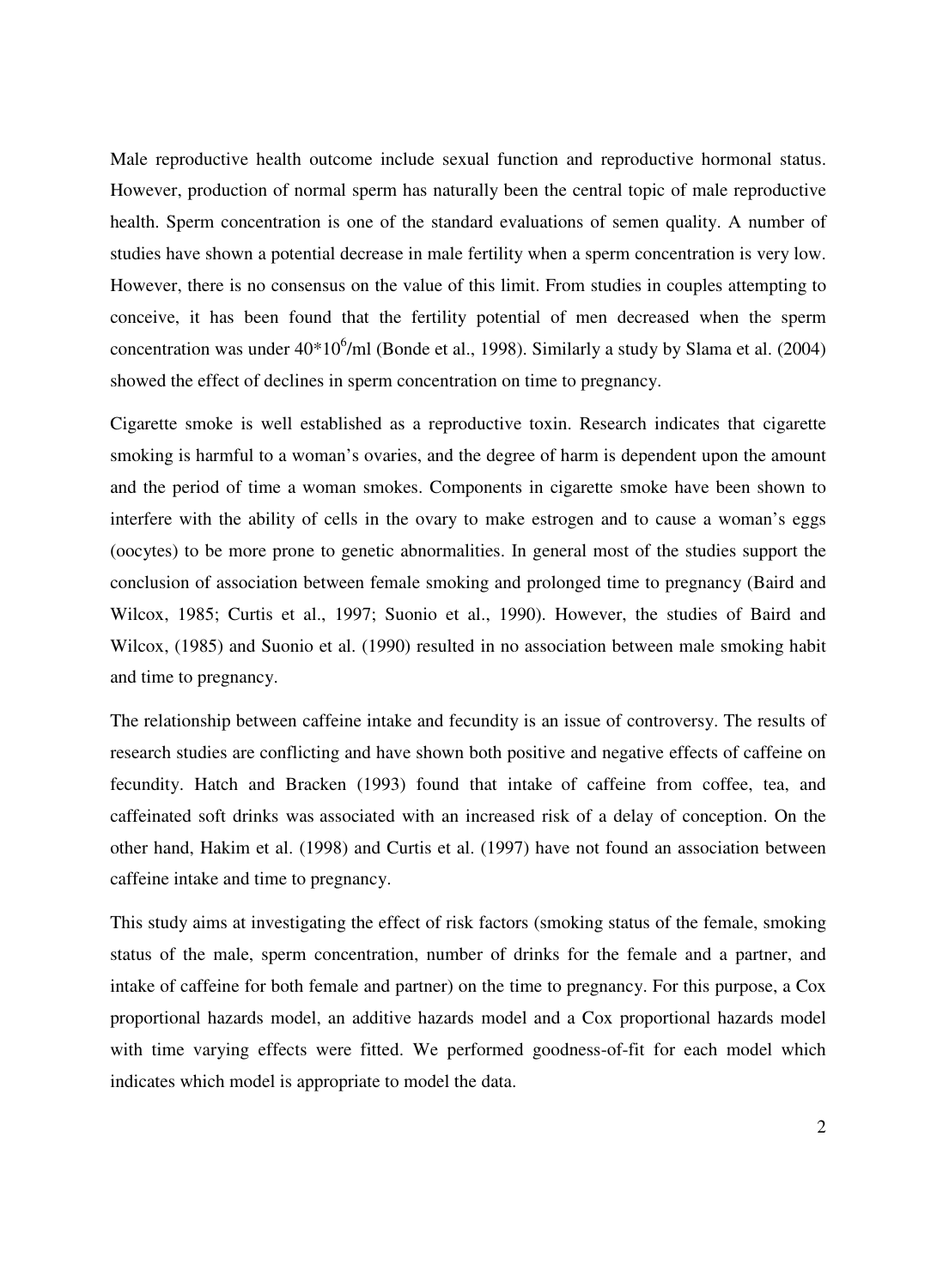Male reproductive health outcome include sexual function and reproductive hormonal status. However, production of normal sperm has naturally been the central topic of male reproductive health. Sperm concentration is one of the standard evaluations of semen quality. A number of studies have shown a potential decrease in male fertility when a sperm concentration is very low. However, there is no consensus on the value of this limit. From studies in couples attempting to conceive, it has been found that the fertility potential of men decreased when the sperm concentration was under $40*10^6$/ml (Bonde et al., 1998). Similarly a study by Slama et al. (2004) showed the effect of declines in sperm concentration on time to pregnancy.

Cigarette smoke is well established as a reproductive toxin. Research indicates that cigarette smoking is harmful to a woman's ovaries, and the degree of harm is dependent upon the amount and the period of time a woman smokes. Components in cigarette smoke have been shown to interfere with the ability of cells in the ovary to make estrogen and to cause a woman's eggs (oocytes) to be more prone to genetic abnormalities. In general most of the studies support the conclusion of association between female smoking and prolonged time to pregnancy (Baird and Wilcox, 1985; Curtis et al., 1997; Suonio et al., 1990). However, the studies of Baird and Wilcox, (1985) and Suonio et al. (1990) resulted in no association between male smoking habit and time to pregnancy.

The relationship between caffeine intake and fecundity is an issue of controversy. The results of research studies are conflicting and have shown both positive and negative effects of caffeine on fecundity. Hatch and Bracken (1993) found that intake of caffeine from coffee, tea, and caffeinated soft drinks was associated with an increased risk of a delay of conception. On the other hand, Hakim et al. (1998) and Curtis et al. (1997) have not found an association between caffeine intake and time to pregnancy.

This study aims at investigating the effect of risk factors (smoking status of the female, smoking status of the male, sperm concentration, number of drinks for the female and a partner, and intake of caffeine for both female and partner) on the time to pregnancy. For this purpose, a Cox proportional hazards model, an additive hazards model and a Cox proportional hazards model with time varying effects were fitted. We performed goodness-of-fit for each model which indicates which model is appropriate to model the data.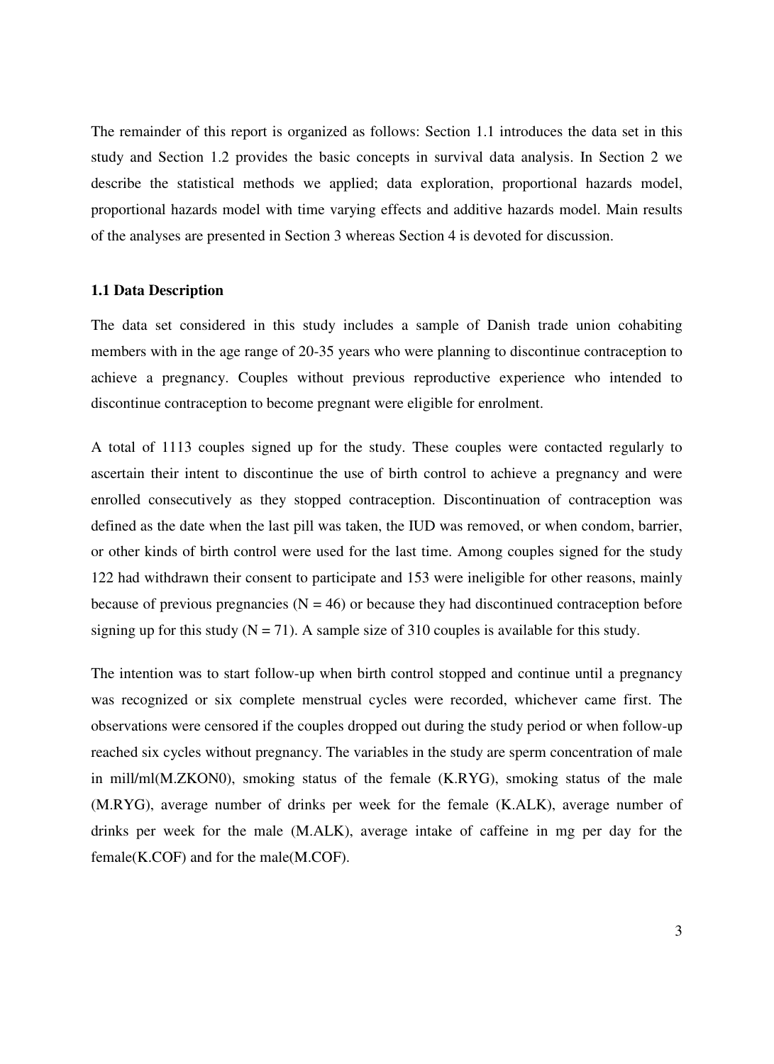The remainder of this report is organized as follows: Section 1.1 introduces the data set in this study and Section 1.2 provides the basic concepts in survival data analysis. In Section 2 we describe the statistical methods we applied; data exploration, proportional hazards model, proportional hazards model with time varying effects and additive hazards model. Main results of the analyses are presented in Section 3 whereas Section 4 is devoted for discussion.

### 1.1 Data Description

The data set considered in this study includes a sample of Danish trade union cohabiting members with in the age range of 20-35 years who were planning to discontinue contraception to achieve a pregnancy. Couples without previous reproductive experience who intended to discontinue contraception to become pregnant were eligible for enrolment.

A total of 1113 couples signed up for the study. These couples were contacted regularly to ascertain their intent to discontinue the use of birth control to achieve a pregnancy and were enrolled consecutively as they stopped contraception. Discontinuation of contraception was defined as the date when the last pill was taken, the IUD was removed, or when condom, barrier, or other kinds of birth control were used for the last time. Among couples signed for the study 122 had withdrawn their consent to participate and 153 were ineligible for other reasons, mainly because of previous pregnancies (N = 46) or because they had discontinued contraception before signing up for this study (N = 71). A sample size of 310 couples is available for this study.

The intention was to start follow-up when birth control stopped and continue until a pregnancy was recognized or six complete menstrual cycles were recorded, whichever came first. The observations were censored if the couples dropped out during the study period or when follow-up reached six cycles without pregnancy. The variables in the study are sperm concentration of male in mill/ml(M.ZKON0), smoking status of the female (K.RYG), smoking status of the male (M.RYG), average number of drinks per week for the female (K.ALK), average number of drinks per week for the male (M.ALK), average intake of caffeine in mg per day for the female(K.COF) and for the male(M.COF).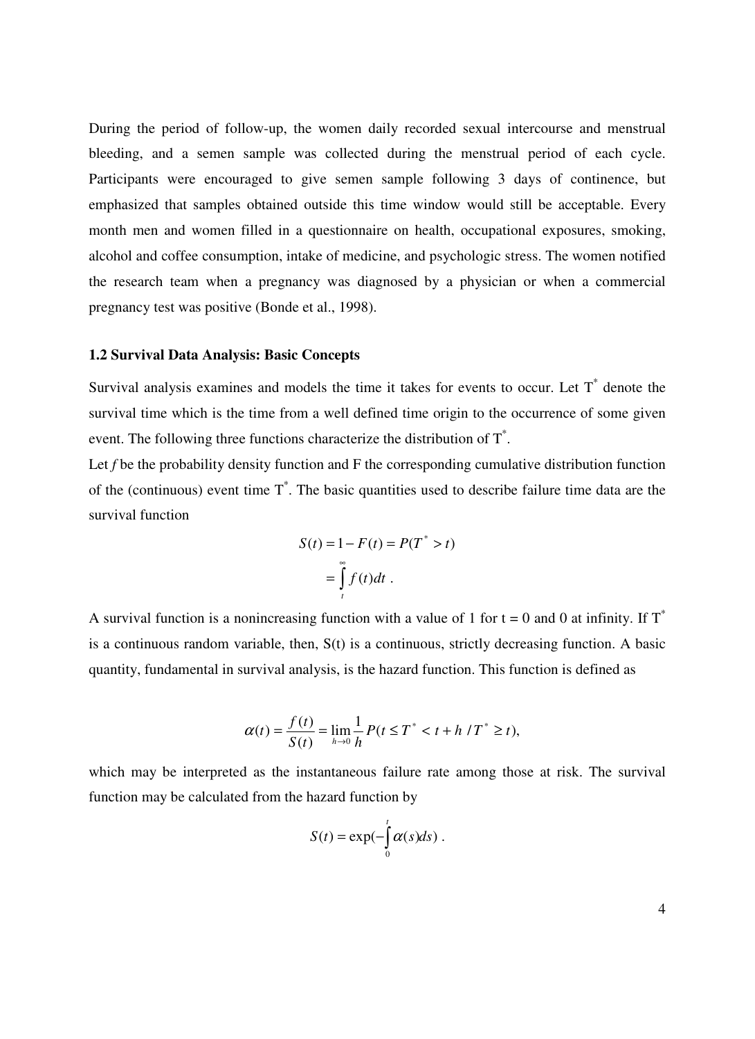During the period of follow-up, the women daily recorded sexual intercourse and menstrual bleeding, and a semen sample was collected during the menstrual period of each cycle. Participants were encouraged to give semen sample following 3 days of continence, but emphasized that samples obtained outside this time window would still be acceptable. Every month men and women filled in a questionnaire on health, occupational exposures, smoking, alcohol and coffee consumption, intake of medicine, and psychologic stress. The women notified the research team when a pregnancy was diagnosed by a physician or when a commercial pregnancy test was positive (Bonde et al., 1998).

### 1.2 Survival Data Analysis: Basic Concepts

Survival analysis examines and models the time it takes for events to occur. Let $T^*$ denote the survival time which is the time from a well defined time origin to the occurrence of some given event. The following three functions characterize the distribution of $T^*$.

Let $f$ be the probability density function and F the corresponding cumulative distribution function of the (continuous) event time $T^*$. The basic quantities used to describe failure time data are the survival function

$$S(t) = 1 - F(t) = P(T^* > t)$$

$$= \int_t^\infty f(t)dt \; .$$

A survival function is a nonincreasing function with a value of 1 for t = 0 and 0 at infinity. If $T^*$ is a continuous random variable, then, S(t) is a continuous, strictly decreasing function. A basic quantity, fundamental in survival analysis, is the hazard function. This function is defined as

$$\alpha(t) = \frac{f(t)}{S(t)} = \lim_{h \to 0} \frac{1}{h} P(t \leq T^* < t + h \,/\, T^* \geq t),$$

which may be interpreted as the instantaneous failure rate among those at risk. The survival function may be calculated from the hazard function by

$$S(t) = \exp(-\int_0^t \alpha(s)ds) \; .$$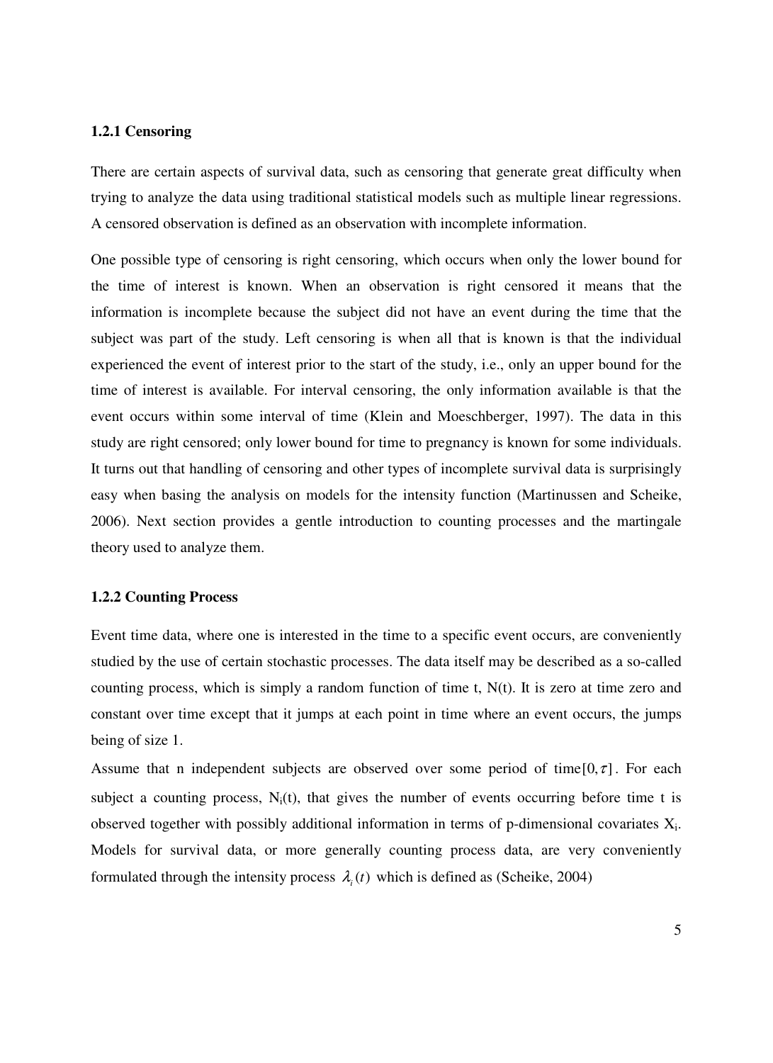### 1.2.1 Censoring

There are certain aspects of survival data, such as censoring that generate great difficulty when trying to analyze the data using traditional statistical models such as multiple linear regressions. A censored observation is defined as an observation with incomplete information.

One possible type of censoring is right censoring, which occurs when only the lower bound for the time of interest is known. When an observation is right censored it means that the information is incomplete because the subject did not have an event during the time that the subject was part of the study. Left censoring is when all that is known is that the individual experienced the event of interest prior to the start of the study, i.e., only an upper bound for the time of interest is available. For interval censoring, the only information available is that the event occurs within some interval of time (Klein and Moeschberger, 1997). The data in this study are right censored; only lower bound for time to pregnancy is known for some individuals. It turns out that handling of censoring and other types of incomplete survival data is surprisingly easy when basing the analysis on models for the intensity function (Martinussen and Scheike, 2006). Next section provides a gentle introduction to counting processes and the martingale theory used to analyze them.

### 1.2.2 Counting Process

Event time data, where one is interested in the time to a specific event occurs, are conveniently studied by the use of certain stochastic processes. The data itself may be described as a so-called counting process, which is simply a random function of time t, N(t). It is zero at time zero and constant over time except that it jumps at each point in time where an event occurs, the jumps being of size 1.

Assume that n independent subjects are observed over some period of time $[0,\tau]$. For each subject a counting process, $N_i(t)$, that gives the number of events occurring before time t is observed together with possibly additional information in terms of p-dimensional covariates $X_i$. Models for survival data, or more generally counting process data, are very conveniently formulated through the intensity process $\lambda_i(t)$ which is defined as (Scheike, 2004)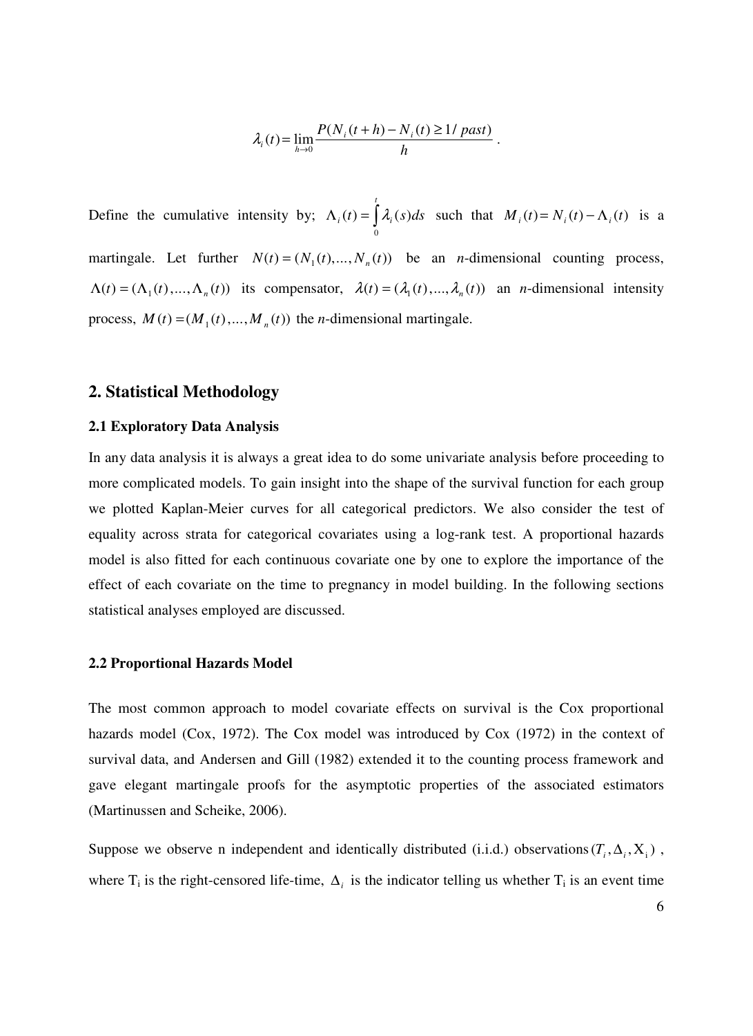$$\lambda_i(t) = \lim_{h \to 0} \frac{P(N_i(t+h) - N_i(t) \geq 1 / \, past)}{h} .$$

Define the cumulative intensity by; $\Lambda_i(t) = \int_0^t \lambda_i(s) ds$ such that $M_i(t) = N_i(t) - \Lambda_i(t)$ is a martingale. Let further $N(t) = (N_1(t), \ldots, N_n(t))$ be an *n*-dimensional counting process, $\Lambda(t) = (\Lambda_1(t), \ldots, \Lambda_n(t))$ its compensator, $\lambda(t) = (\lambda_1(t), \ldots, \lambda_n(t))$ an *n*-dimensional intensity process, $M(t) = (M_1(t), \ldots, M_n(t))$ the *n*-dimensional martingale.

## 2. Statistical Methodology

### 2.1 Exploratory Data Analysis

In any data analysis it is always a great idea to do some univariate analysis before proceeding to more complicated models. To gain insight into the shape of the survival function for each group we plotted Kaplan-Meier curves for all categorical predictors. We also consider the test of equality across strata for categorical covariates using a log-rank test. A proportional hazards model is also fitted for each continuous covariate one by one to explore the importance of the effect of each covariate on the time to pregnancy in model building. In the following sections statistical analyses employed are discussed.

### 2.2 Proportional Hazards Model

The most common approach to model covariate effects on survival is the Cox proportional hazards model (Cox, 1972). The Cox model was introduced by Cox (1972) in the context of survival data, and Andersen and Gill (1982) extended it to the counting process framework and gave elegant martingale proofs for the asymptotic properties of the associated estimators (Martinussen and Scheike, 2006).

Suppose we observe n independent and identically distributed (i.i.d.) observations $(T_i, \Delta_i, X_i)$, where $T_i$ is the right-censored life-time, $\Delta_i$ is the indicator telling us whether $T_i$ is an event time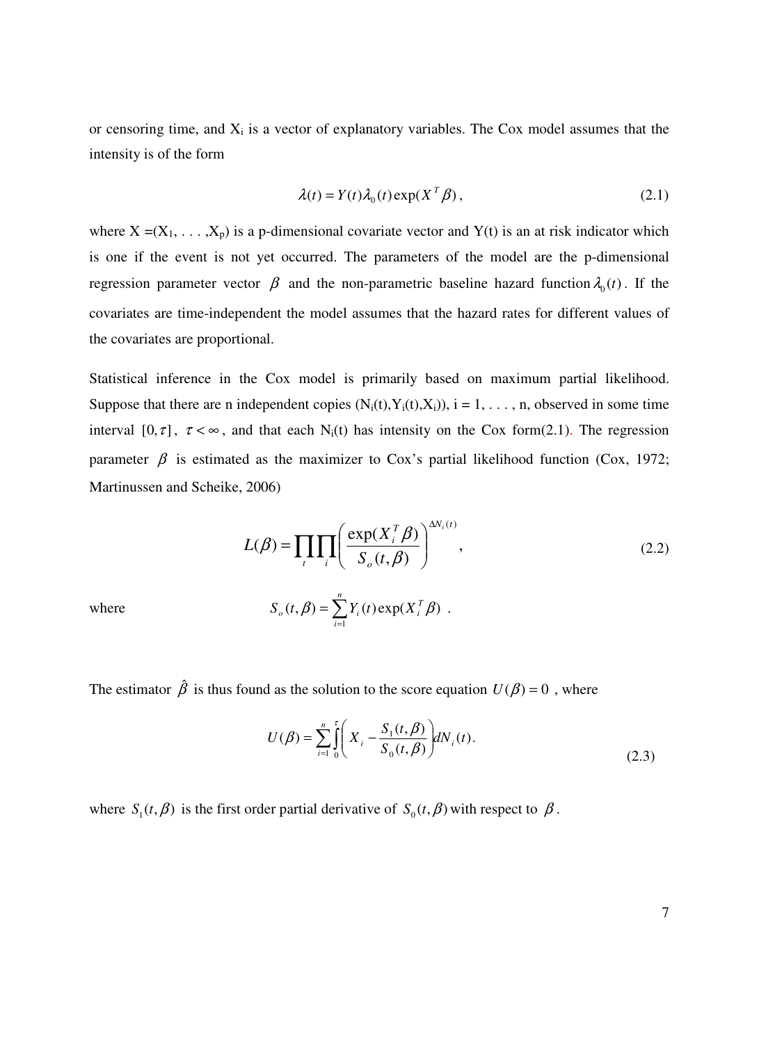or censoring time, and $X_i$ is a vector of explanatory variables. The Cox model assumes that the intensity is of the form

$$\lambda(t) = Y(t)\lambda_0(t)\exp(X^T\beta), \tag{2.1}$$

where $X = (X_1, \ldots, X_p)$ is a p-dimensional covariate vector and Y(t) is an at risk indicator which is one if the event is not yet occurred. The parameters of the model are the p-dimensional regression parameter vector $\beta$ and the non-parametric baseline hazard function $\lambda_0(t)$. If the covariates are time-independent the model assumes that the hazard rates for different values of the covariates are proportional.

Statistical inference in the Cox model is primarily based on maximum partial likelihood. Suppose that there are n independent copies $(N_i(t), Y_i(t), X_i)$, $i = 1, \ldots, n$, observed in some time interval $[0, \tau]$, $\tau < \infty$, and that each $N_i(t)$ has intensity on the Cox form(2.1). The regression parameter $\beta$ is estimated as the maximizer to Cox's partial likelihood function (Cox, 1972; Martinussen and Scheike, 2006)

$$L(\beta) = \prod_t \prod_i \left( \frac{\exp(X_i^T \beta)}{S_o(t, \beta)} \right)^{\Delta N_i(t)}, \tag{2.2}$$

where $$S_o(t, \beta) = \sum_{i=1}^{n} Y_i(t) \exp(X_i^T \beta) \ .$$

The estimator $\hat{\beta}$ is thus found as the solution to the score equation $U(\beta) = 0$, where

$$U(\beta) = \sum_{i=1}^{n} \int_0^{\tau} \left( X_i - \frac{S_1(t, \beta)}{S_0(t, \beta)} \right) dN_i(t). \tag{2.3}$$

where $S_1(t, \beta)$ is the first order partial derivative of $S_0(t, \beta)$ with respect to $\beta$.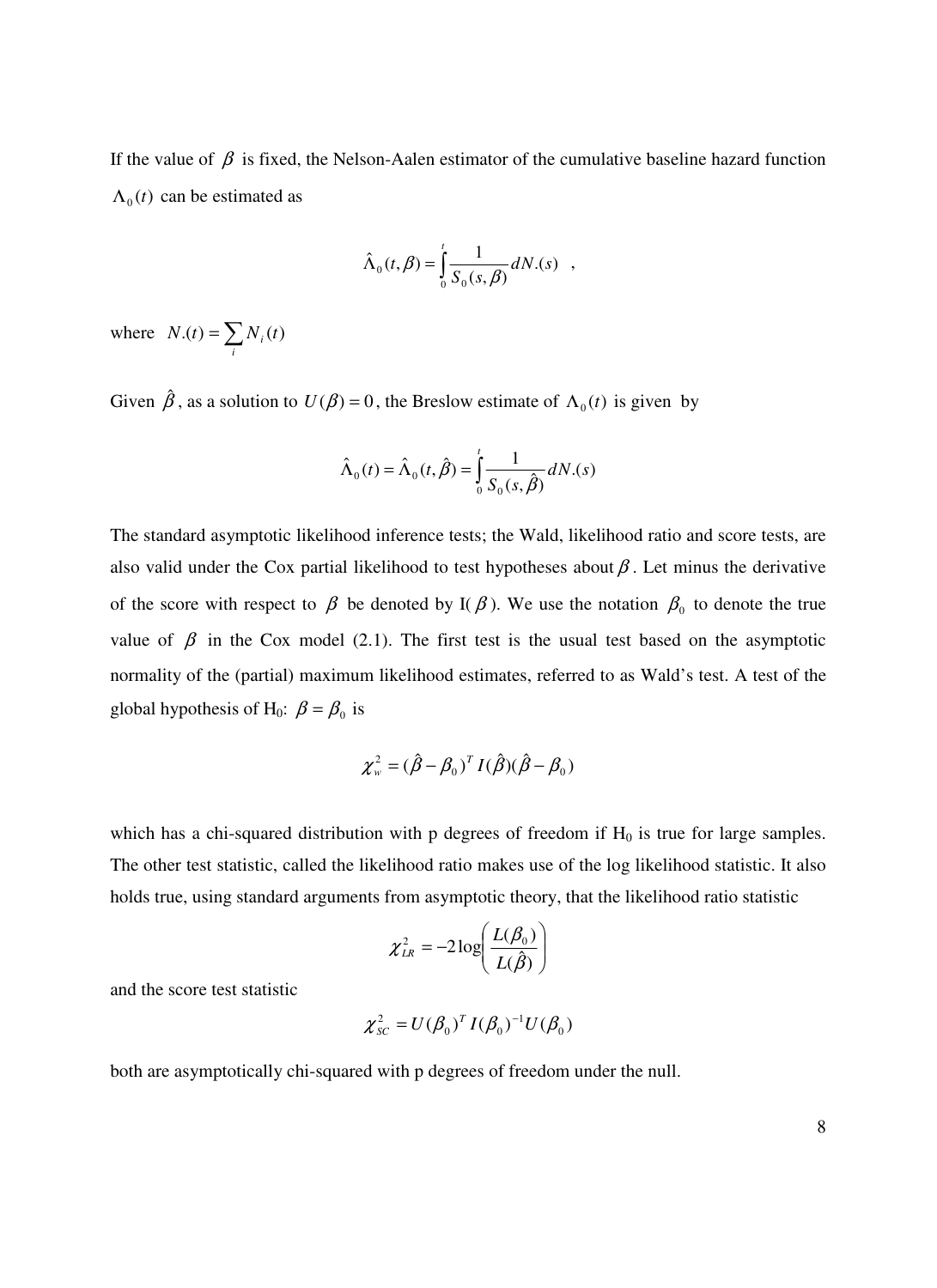If the value of $\beta$ is fixed, the Nelson-Aalen estimator of the cumulative baseline hazard function $\Lambda_0(t)$ can be estimated as

$$\hat{\Lambda}_0(t,\beta) = \int_0^t \frac{1}{S_0(s,\beta)} dN.(s) \quad ,$$

where $N.(t) = \sum_i N_i(t)$

Given $\hat{\beta}$, as a solution to $U(\beta) = 0$, the Breslow estimate of $\Lambda_0(t)$ is given by

$$\hat{\Lambda}_0(t) = \hat{\Lambda}_0(t,\hat{\beta}) = \int_0^t \frac{1}{S_0(s,\hat{\beta})} dN.(s)$$

The standard asymptotic likelihood inference tests; the Wald, likelihood ratio and score tests, are also valid under the Cox partial likelihood to test hypotheses about $\beta$. Let minus the derivative of the score with respect to $\beta$ be denoted by I($\beta$). We use the notation $\beta_0$ to denote the true value of $\beta$ in the Cox model (2.1). The first test is the usual test based on the asymptotic normality of the (partial) maximum likelihood estimates, referred to as Wald's test. A test of the global hypothesis of H$_0$: $\beta = \beta_0$ is

$$\chi_w^2 = (\hat{\beta} - \beta_0)^T I(\hat{\beta})(\hat{\beta} - \beta_0)$$

which has a chi-squared distribution with p degrees of freedom if H$_0$ is true for large samples. The other test statistic, called the likelihood ratio makes use of the log likelihood statistic. It also holds true, using standard arguments from asymptotic theory, that the likelihood ratio statistic

$$\chi_{LR}^2 = -2\log\left(\frac{L(\beta_0)}{L(\hat{\beta})}\right)$$

and the score test statistic

$$\chi_{SC}^2 = U(\beta_0)^T I(\beta_0)^{-1} U(\beta_0)$$

both are asymptotically chi-squared with p degrees of freedom under the null.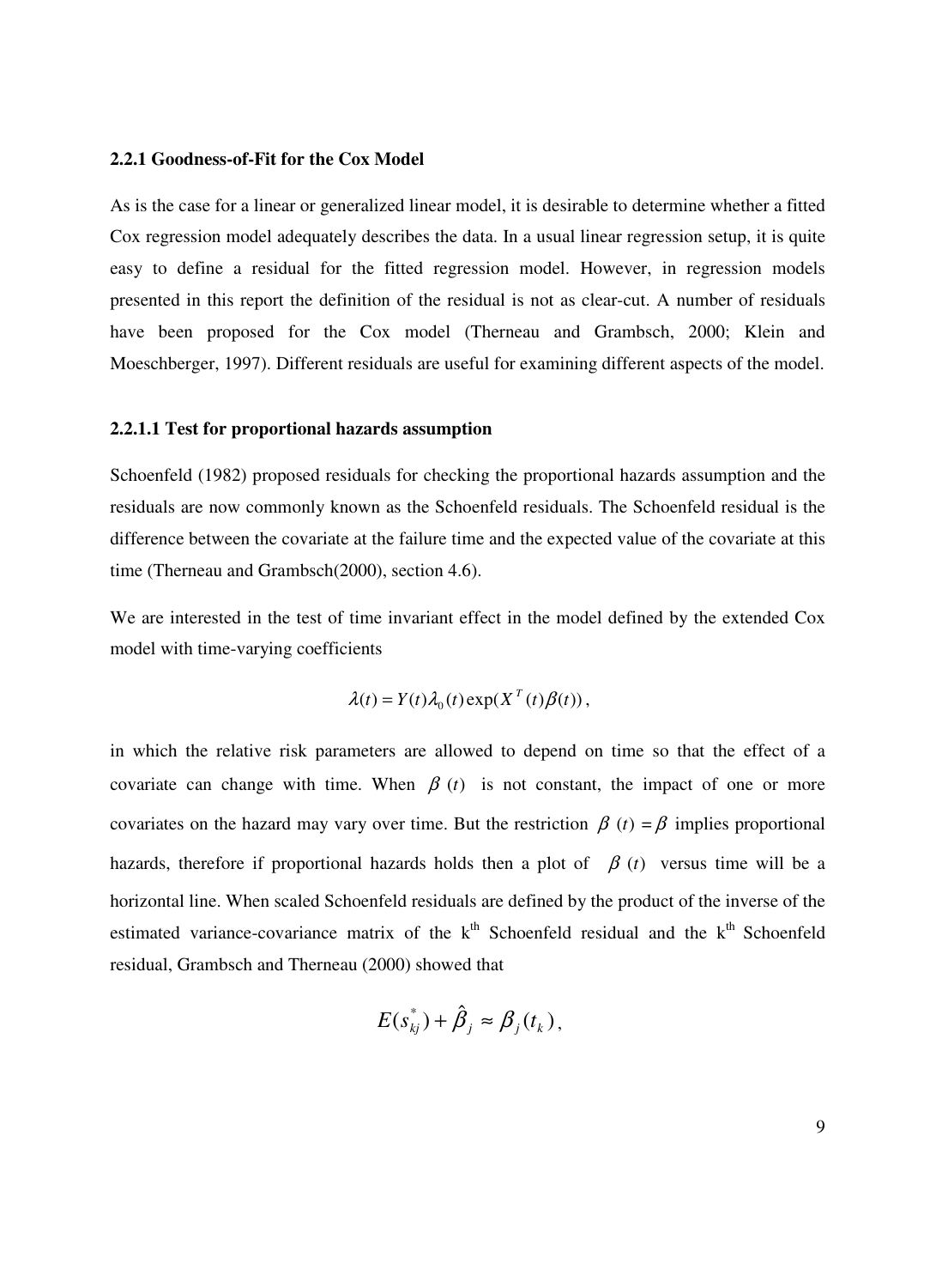### 2.2.1 Goodness-of-Fit for the Cox Model

As is the case for a linear or generalized linear model, it is desirable to determine whether a fitted Cox regression model adequately describes the data. In a usual linear regression setup, it is quite easy to define a residual for the fitted regression model. However, in regression models presented in this report the definition of the residual is not as clear-cut. A number of residuals have been proposed for the Cox model (Therneau and Grambsch, 2000; Klein and Moeschberger, 1997). Different residuals are useful for examining different aspects of the model.

#### 2.2.1.1 Test for proportional hazards assumption

Schoenfeld (1982) proposed residuals for checking the proportional hazards assumption and the residuals are now commonly known as the Schoenfeld residuals. The Schoenfeld residual is the difference between the covariate at the failure time and the expected value of the covariate at this time (Therneau and Grambsch(2000), section 4.6).

We are interested in the test of time invariant effect in the model defined by the extended Cox model with time-varying coefficients

$$\lambda(t) = Y(t)\lambda_0(t)\exp(X^T(t)\beta(t)),$$

in which the relative risk parameters are allowed to depend on time so that the effect of a covariate can change with time. When $\beta(t)$ is not constant, the impact of one or more covariates on the hazard may vary over time. But the restriction $\beta(t) = \beta$ implies proportional hazards, therefore if proportional hazards holds then a plot of $\beta(t)$ versus time will be a horizontal line. When scaled Schoenfeld residuals are defined by the product of the inverse of the estimated variance-covariance matrix of the k$^{th}$ Schoenfeld residual and the k$^{th}$ Schoenfeld residual, Grambsch and Therneau (2000) showed that

$$E(s_{kj}^{*}) + \hat{\beta}_j \approx \beta_j(t_k),$$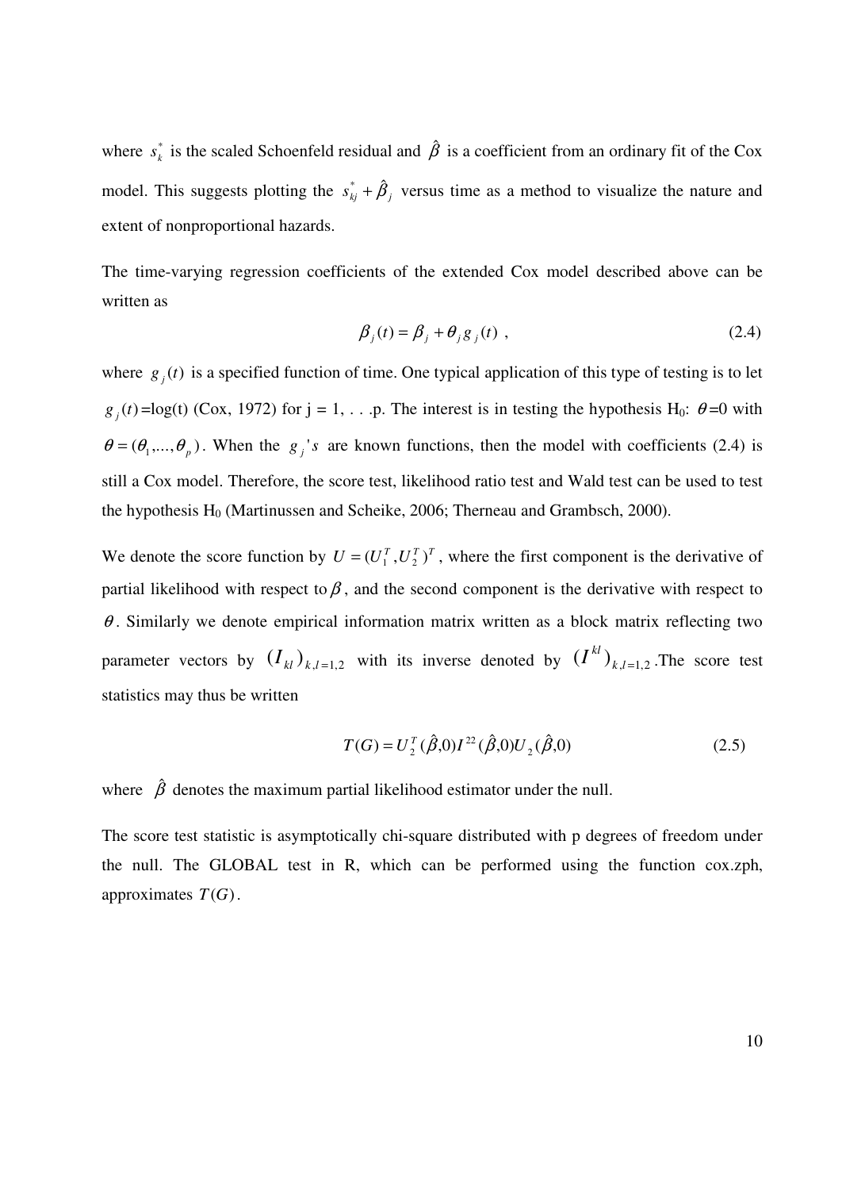where $s_k^*$ is the scaled Schoenfeld residual and $\hat{\beta}$ is a coefficient from an ordinary fit of the Cox model. This suggests plotting the $s_{kj}^* + \hat{\beta}_j$ versus time as a method to visualize the nature and extent of nonproportional hazards.

The time-varying regression coefficients of the extended Cox model described above can be written as

$$\beta_j(t) = \beta_j + \theta_j g_j(t) \ , \tag{2.4}$$

where $g_j(t)$ is a specified function of time. One typical application of this type of testing is to let $g_j(t)$=log(t) (Cox, 1972) for j = 1, . . .p. The interest is in testing the hypothesis H$_0$: $\theta$=0 with $\theta = (\theta_1,...,\theta_p)$. When the $g_j's$ are known functions, then the model with coefficients (2.4) is still a Cox model. Therefore, the score test, likelihood ratio test and Wald test can be used to test the hypothesis H$_0$ (Martinussen and Scheike, 2006; Therneau and Grambsch, 2000).

We denote the score function by $U = (U_1^T, U_2^T)^T$, where the first component is the derivative of partial likelihood with respect to $\beta$, and the second component is the derivative with respect to $\theta$. Similarly we denote empirical information matrix written as a block matrix reflecting two parameter vectors by $(I_{kl})_{k,l=1,2}$ with its inverse denoted by $(I^{kl})_{k,l=1,2}$. The score test statistics may thus be written

$$T(G) = U_2^T(\hat{\beta},0) I^{22}(\hat{\beta},0) U_2(\hat{\beta},0) \tag{2.5}$$

where $\hat{\beta}$ denotes the maximum partial likelihood estimator under the null.

The score test statistic is asymptotically chi-square distributed with p degrees of freedom under the null. The GLOBAL test in R, which can be performed using the function cox.zph, approximates $T(G)$.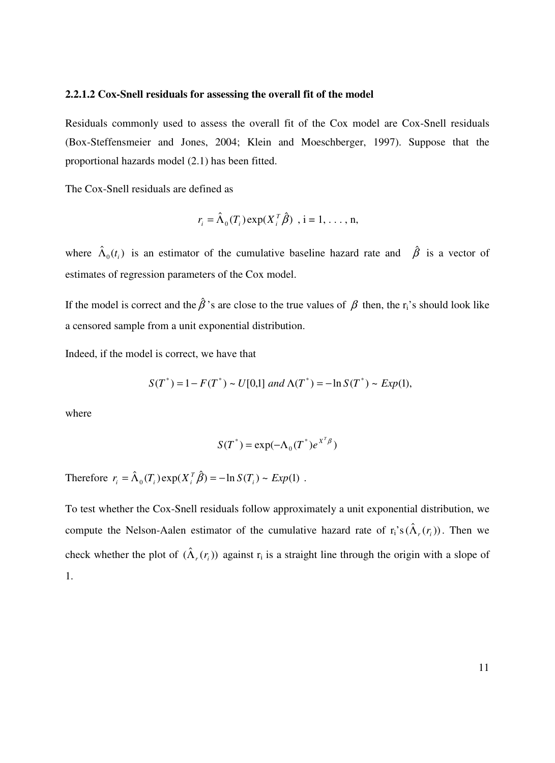### 2.2.1.2 Cox-Snell residuals for assessing the overall fit of the model

Residuals commonly used to assess the overall fit of the Cox model are Cox-Snell residuals (Box-Steffensmeier and Jones, 2004; Klein and Moeschberger, 1997). Suppose that the proportional hazards model (2.1) has been fitted.

The Cox-Snell residuals are defined as

$$r_i = \hat{\Lambda}_0(T_i)\exp(X_i^T\hat{\beta}) \text{ , i = 1, . . . , n,}$$

where $\hat{\Lambda}_0(t_i)$ is an estimator of the cumulative baseline hazard rate and $\hat{\beta}$ is a vector of estimates of regression parameters of the Cox model.

If the model is correct and the $\hat{\beta}$'s are close to the true values of $\beta$ then, the $r_i$'s should look like a censored sample from a unit exponential distribution.

Indeed, if the model is correct, we have that

$$S(T^*) = 1 - F(T^*) \sim U[0,1] \text{ } and \text{ } \Lambda(T^*) = -\ln S(T^*) \sim Exp(1),$$

where

$$S(T^*) = \exp(-\Lambda_0(T^*)e^{X^T\beta})$$

Therefore $r_i = \hat{\Lambda}_0(T_i)\exp(X_i^T\hat{\beta}) = -\ln S(T_i) \sim Exp(1)$ .

To test whether the Cox-Snell residuals follow approximately a unit exponential distribution, we compute the Nelson-Aalen estimator of the cumulative hazard rate of $r_i$'s $(\hat{\Lambda}_r(r_i))$. Then we check whether the plot of $(\hat{\Lambda}_r(r_i))$ against $r_i$ is a straight line through the origin with a slope of 1.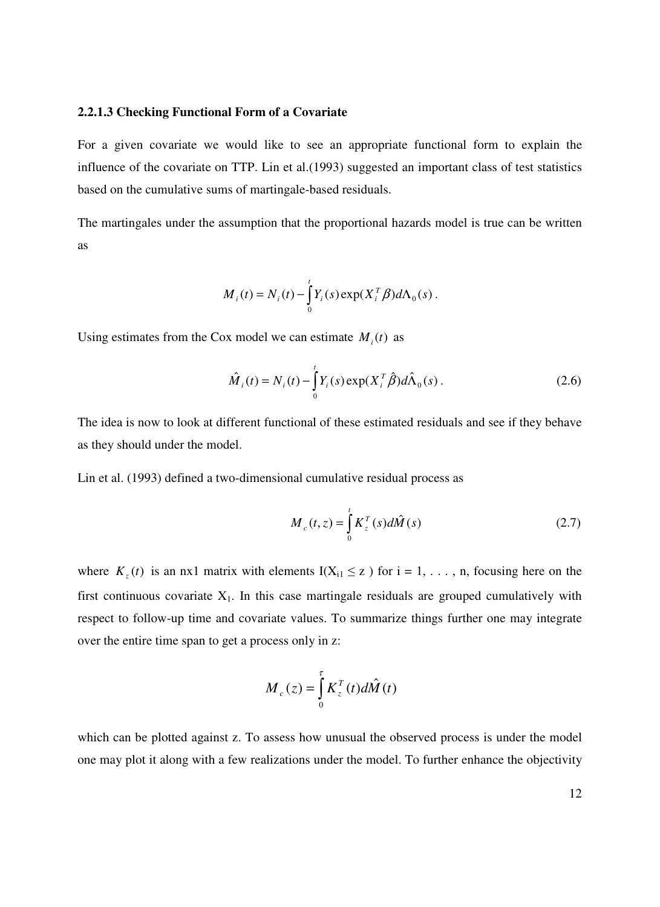### 2.2.1.3 Checking Functional Form of a Covariate

For a given covariate we would like to see an appropriate functional form to explain the influence of the covariate on TTP. Lin et al.(1993) suggested an important class of test statistics based on the cumulative sums of martingale-based residuals.

The martingales under the assumption that the proportional hazards model is true can be written as

$$M_i(t) = N_i(t) - \int_0^t Y_i(s) \exp(X_i^T \beta) d\Lambda_0(s) .$$

Using estimates from the Cox model we can estimate $M_i(t)$ as

$$\hat{M}_i(t) = N_i(t) - \int_0^t Y_i(s) \exp(X_i^T \hat{\beta}) d\hat{\Lambda}_0(s) . \tag{2.6}$$

The idea is now to look at different functional of these estimated residuals and see if they behave as they should under the model.

Lin et al. (1993) defined a two-dimensional cumulative residual process as

$$M_c(t, z) = \int_0^t K_z^T(s) d\hat{M}(s) \tag{2.7}$$

where $K_z(t)$ is an nx1 matrix with elements $I(X_{i1} \leq z)$ for i = 1, . . . , n, focusing here on the first continuous covariate $X_1$. In this case martingale residuals are grouped cumulatively with respect to follow-up time and covariate values. To summarize things further one may integrate over the entire time span to get a process only in z:

$$M_c(z) = \int_0^\tau K_z^T(t) d\hat{M}(t)$$

which can be plotted against z. To assess how unusual the observed process is under the model one may plot it along with a few realizations under the model. To further enhance the objectivity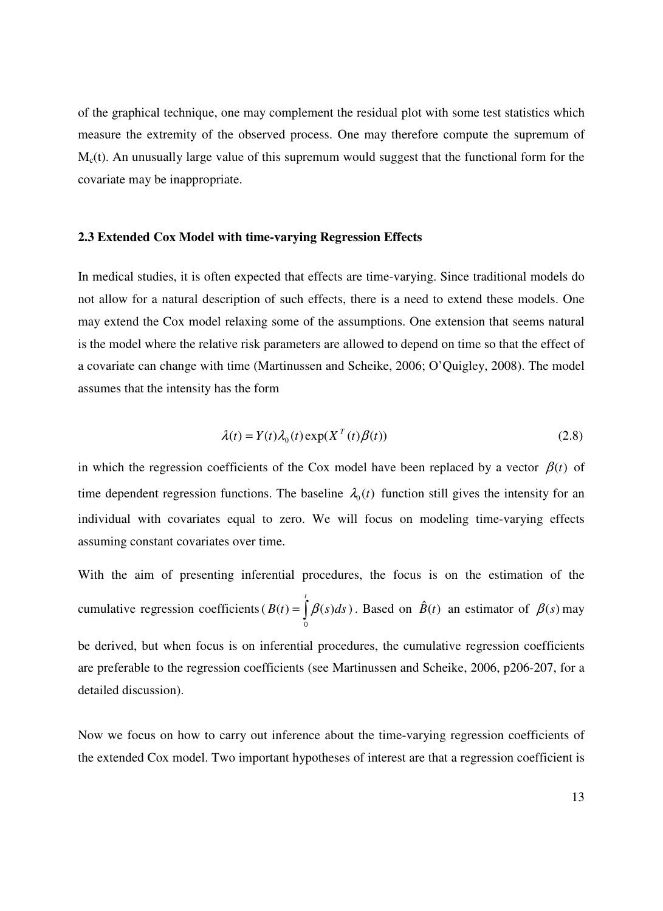of the graphical technique, one may complement the residual plot with some test statistics which measure the extremity of the observed process. One may therefore compute the supremum of $M_c(t)$. An unusually large value of this supremum would suggest that the functional form for the covariate may be inappropriate.

### 2.3 Extended Cox Model with time-varying Regression Effects

In medical studies, it is often expected that effects are time-varying. Since traditional models do not allow for a natural description of such effects, there is a need to extend these models. One may extend the Cox model relaxing some of the assumptions. One extension that seems natural is the model where the relative risk parameters are allowed to depend on time so that the effect of a covariate can change with time (Martinussen and Scheike, 2006; O'Quigley, 2008). The model assumes that the intensity has the form

$$\lambda(t) = Y(t)\lambda_0(t)\exp(X^T(t)\beta(t)) \tag{2.8}$$

in which the regression coefficients of the Cox model have been replaced by a vector $\beta(t)$ of time dependent regression functions. The baseline $\lambda_0(t)$ function still gives the intensity for an individual with covariates equal to zero. We will focus on modeling time-varying effects assuming constant covariates over time.

With the aim of presenting inferential procedures, the focus is on the estimation of the cumulative regression coefficients ($B(t) = \int_0^t \beta(s)ds$). Based on $\hat{B}(t)$ an estimator of $\beta(s)$ may be derived, but when focus is on inferential procedures, the cumulative regression coefficients are preferable to the regression coefficients (see Martinussen and Scheike, 2006, p206-207, for a detailed discussion).

Now we focus on how to carry out inference about the time-varying regression coefficients of the extended Cox model. Two important hypotheses of interest are that a regression coefficient is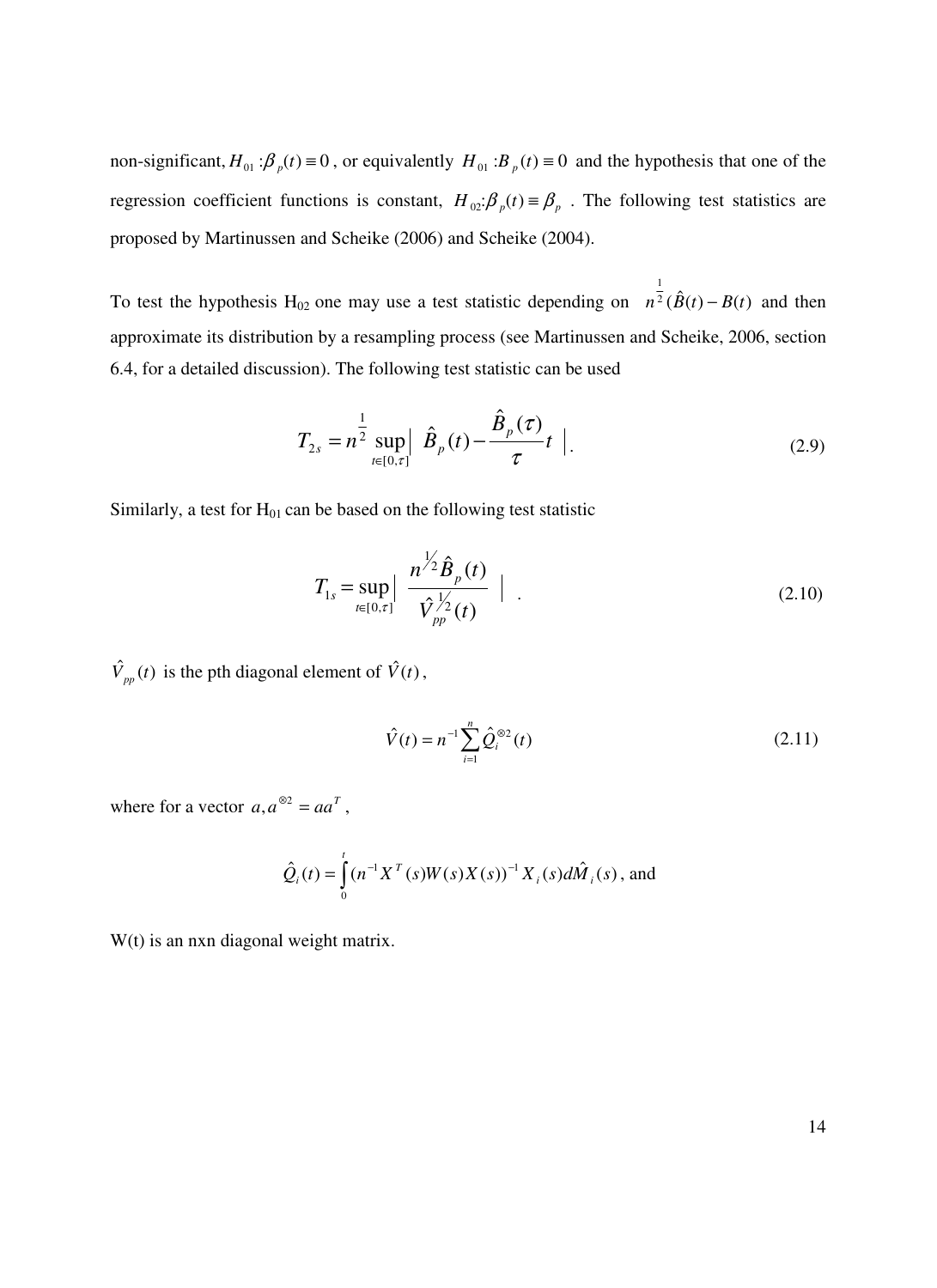non-significant, $H_{01}:\beta_p(t)\equiv 0$, or equivalently $H_{01}:B_p(t)\equiv 0$ and the hypothesis that one of the regression coefficient functions is constant, $H_{02}:\beta_p(t)\equiv\beta_p$. The following test statistics are proposed by Martinussen and Scheike (2006) and Scheike (2004).

To test the hypothesis $H_{02}$ one may use a test statistic depending on $n^{\frac{1}{2}}(\hat{B}(t)-B(t)$ and then approximate its distribution by a resampling process (see Martinussen and Scheike, 2006, section 6.4, for a detailed discussion). The following test statistic can be used

$$T_{2s}=n^{\frac{1}{2}}\sup_{t\in[0,\tau]}\left|\ \hat{B}_p(t)-\frac{\hat{B}_p(\tau)}{\tau}t\ \right|. \tag{2.9}$$

Similarly, a test for $H_{01}$ can be based on the following test statistic

$$T_{1s}=\sup_{t\in[0,\tau]}\left|\ \frac{n^{1/2}\hat{B}_p(t)}{\hat{V}_{pp}^{1/2}(t)}\ \right|. \tag{2.10}$$

$\hat{V}_{pp}(t)$ is the pth diagonal element of $\hat{V}(t)$,

$$\hat{V}(t)=n^{-1}\sum_{i=1}^{n}\hat{Q}_i^{\otimes 2}(t) \tag{2.11}$$

where for a vector $a, a^{\otimes 2}=aa^T$,

$$\hat{Q}_i(t)=\int_0^t(n^{-1}X^T(s)W(s)X(s))^{-1}X_i(s)d\hat{M}_i(s)\text{, and}$$

W(t) is an nxn diagonal weight matrix.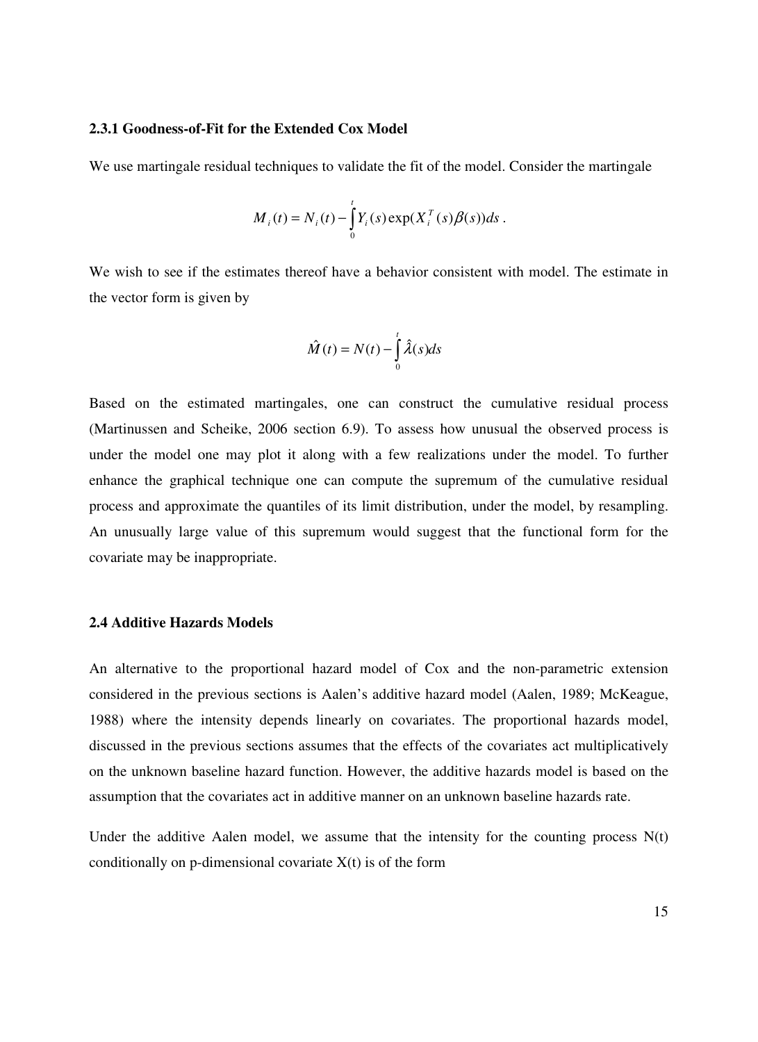### 2.3.1 Goodness-of-Fit for the Extended Cox Model

We use martingale residual techniques to validate the fit of the model. Consider the martingale

$$M_i(t) = N_i(t) - \int_0^t Y_i(s)\exp(X_i^T(s)\beta(s))ds\,.$$

We wish to see if the estimates thereof have a behavior consistent with model. The estimate in the vector form is given by

$$\hat{M}(t) = N(t) - \int_0^t \hat{\lambda}(s)ds$$

Based on the estimated martingales, one can construct the cumulative residual process (Martinussen and Scheike, 2006 section 6.9). To assess how unusual the observed process is under the model one may plot it along with a few realizations under the model. To further enhance the graphical technique one can compute the supremum of the cumulative residual process and approximate the quantiles of its limit distribution, under the model, by resampling. An unusually large value of this supremum would suggest that the functional form for the covariate may be inappropriate.

### 2.4 Additive Hazards Models

An alternative to the proportional hazard model of Cox and the non-parametric extension considered in the previous sections is Aalen's additive hazard model (Aalen, 1989; McKeague, 1988) where the intensity depends linearly on covariates. The proportional hazards model, discussed in the previous sections assumes that the effects of the covariates act multiplicatively on the unknown baseline hazard function. However, the additive hazards model is based on the assumption that the covariates act in additive manner on an unknown baseline hazards rate.

Under the additive Aalen model, we assume that the intensity for the counting process $N(t)$ conditionally on p-dimensional covariate $X(t)$ is of the form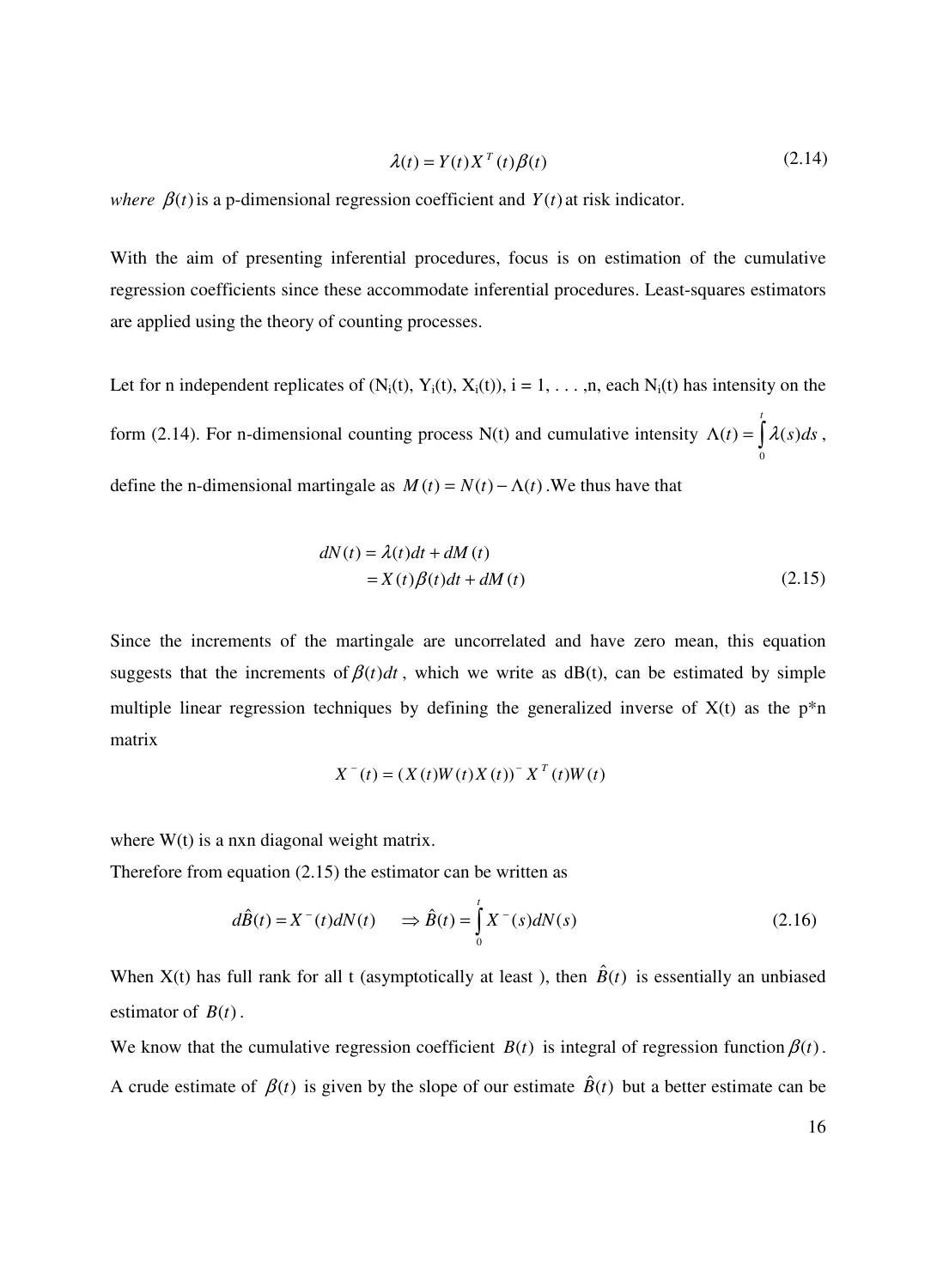$$\lambda(t) = Y(t)X^T(t)\beta(t) \tag{2.14}$$

*where* $\beta(t)$ is a p-dimensional regression coefficient and $Y(t)$ at risk indicator.

With the aim of presenting inferential procedures, focus is on estimation of the cumulative regression coefficients since these accommodate inferential procedures. Least-squares estimators are applied using the theory of counting processes.

Let for n independent replicates of ($N_i(t)$, $Y_i(t)$, $X_i(t)$), i = 1, . . . ,n, each $N_i(t)$ has intensity on the form (2.14). For n-dimensional counting process N(t) and cumulative intensity $\Lambda(t) = \int_0^t \lambda(s)ds$, define the n-dimensional martingale as $M(t) = N(t) - \Lambda(t)$. We thus have that

$$\begin{aligned} dN(t) &= \lambda(t)dt + dM(t) \\ &= X(t)\beta(t)dt + dM(t) \end{aligned} \tag{2.15}$$

Since the increments of the martingale are uncorrelated and have zero mean, this equation suggests that the increments of $\beta(t)dt$, which we write as dB(t), can be estimated by simple multiple linear regression techniques by defining the generalized inverse of X(t) as the p*n matrix

$$X^-(t) = (X(t)W(t)X(t))^- X^T(t)W(t)$$

where W(t) is a nxn diagonal weight matrix.

Therefore from equation (2.15) the estimator can be written as

$$d\hat{B}(t) = X^-(t)dN(t) \quad \Rightarrow \hat{B}(t) = \int_0^t X^-(s)dN(s) \tag{2.16}$$

When X(t) has full rank for all t (asymptotically at least ), then $\hat{B}(t)$ is essentially an unbiased estimator of $B(t)$.

We know that the cumulative regression coefficient $B(t)$ is integral of regression function $\beta(t)$. A crude estimate of $\beta(t)$ is given by the slope of our estimate $\hat{B}(t)$ but a better estimate can be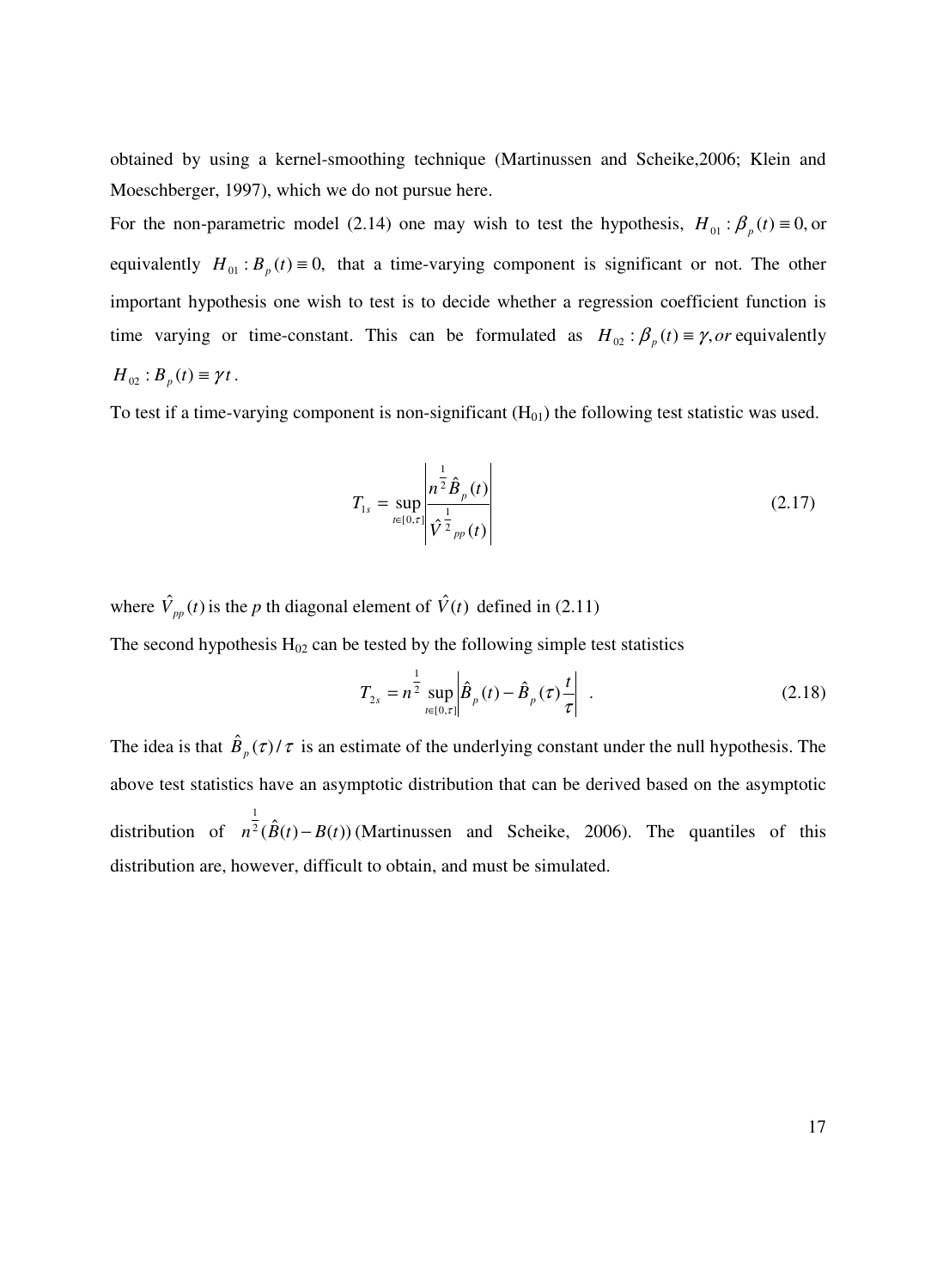obtained by using a kernel-smoothing technique (Martinussen and Scheike,2006; Klein and Moeschberger, 1997), which we do not pursue here.

For the non-parametric model (2.14) one may wish to test the hypothesis, $H_{01}: \beta_p(t) \equiv 0,$ or equivalently $H_{01}: B_p(t) \equiv 0,$ that a time-varying component is significant or not. The other important hypothesis one wish to test is to decide whether a regression coefficient function is time varying or time-constant. This can be formulated as $H_{02}: \beta_p(t) \equiv \gamma, or$ equivalently $H_{02}: B_p(t) \equiv \gamma t$.

To test if a time-varying component is non-significant ($H_{01}$) the following test statistic was used.

$$T_{1s} = \sup_{t\in[0,\tau]} \left| \frac{n^{\frac{1}{2}} \hat{B}_p(t)}{\hat{V}^{\frac{1}{2}}_{pp}(t)} \right| \tag{2.17}$$

where $\hat{V}_{pp}(t)$ is the *p* th diagonal element of $\hat{V}(t)$ defined in (2.11)

The second hypothesis $H_{02}$ can be tested by the following simple test statistics

$$T_{2s} = n^{\frac{1}{2}} \sup_{t\in[0,\tau]} \left| \hat{B}_p(t) - \hat{B}_p(\tau)\frac{t}{\tau} \right| \quad . \tag{2.18}$$

The idea is that $\hat{B}_p(\tau)/\tau$ is an estimate of the underlying constant under the null hypothesis. The above test statistics have an asymptotic distribution that can be derived based on the asymptotic distribution of $n^{\frac{1}{2}}(\hat{B}(t) - B(t))$ (Martinussen and Scheike, 2006). The quantiles of this distribution are, however, difficult to obtain, and must be simulated.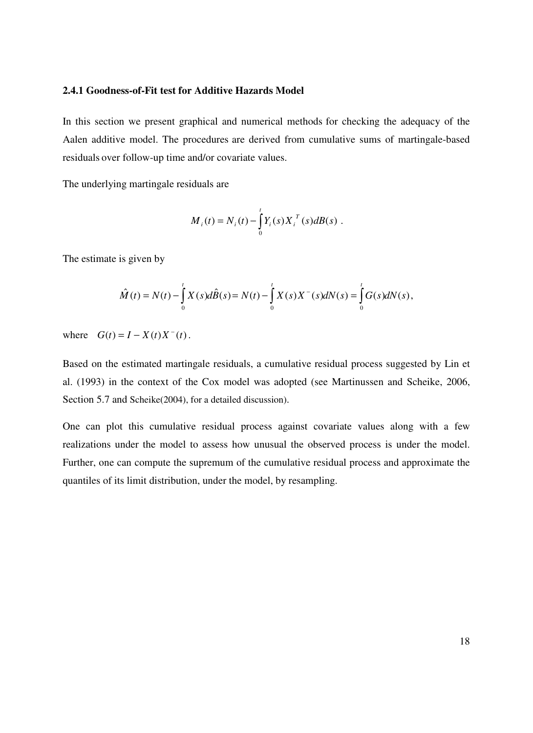### 2.4.1 Goodness-of-Fit test for Additive Hazards Model

In this section we present graphical and numerical methods for checking the adequacy of the Aalen additive model. The procedures are derived from cumulative sums of martingale-based residuals over follow-up time and/or covariate values.

The underlying martingale residuals are

$$M_i(t) = N_i(t) - \int_0^t Y_i(s) X_i^T(s) dB(s) \ .$$

The estimate is given by

$$\hat{M}(t) = N(t) - \int_0^t X(s) d\hat{B}(s) = N(t) - \int_0^t X(s) X^-(s) dN(s) = \int_0^t G(s) dN(s),$$

where $G(t) = I - X(t) X^-(t)$.

Based on the estimated martingale residuals, a cumulative residual process suggested by Lin et al. (1993) in the context of the Cox model was adopted (see Martinussen and Scheike, 2006, Section 5.7 and Scheike(2004), for a detailed discussion).

One can plot this cumulative residual process against covariate values along with a few realizations under the model to assess how unusual the observed process is under the model. Further, one can compute the supremum of the cumulative residual process and approximate the quantiles of its limit distribution, under the model, by resampling.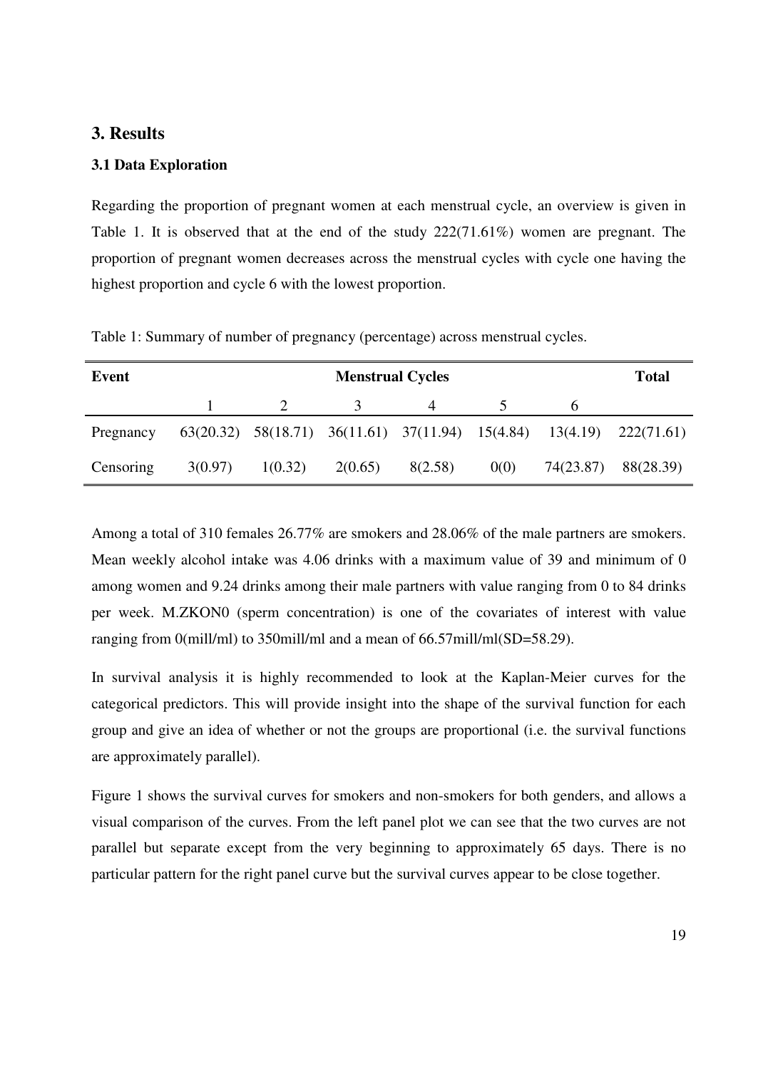## 3. Results

### 3.1 Data Exploration

Regarding the proportion of pregnant women at each menstrual cycle, an overview is given in Table 1. It is observed that at the end of the study 222(71.61%) women are pregnant. The proportion of pregnant women decreases across the menstrual cycles with cycle one having the highest proportion and cycle 6 with the lowest proportion.

Table 1: Summary of number of pregnancy (percentage) across menstrual cycles.

| **Event** | **Menstrual Cycles** | | | | | | **Total** |
|---|---|---|---|---|---|---|---|
| | 1 | 2 | 3 | 4 | 5 | 6 | |
| Pregnancy | 63(20.32) | 58(18.71) | 36(11.61) | 37(11.94) | 15(4.84) | 13(4.19) | 222(71.61) |
| Censoring | 3(0.97) | 1(0.32) | 2(0.65) | 8(2.58) | 0(0) | 74(23.87) | 88(28.39) |

Among a total of 310 females 26.77% are smokers and 28.06% of the male partners are smokers. Mean weekly alcohol intake was 4.06 drinks with a maximum value of 39 and minimum of 0 among women and 9.24 drinks among their male partners with value ranging from 0 to 84 drinks per week. M.ZKON0 (sperm concentration) is one of the covariates of interest with value ranging from 0(mill/ml) to 350mill/ml and a mean of 66.57mill/ml(SD=58.29).

In survival analysis it is highly recommended to look at the Kaplan-Meier curves for the categorical predictors. This will provide insight into the shape of the survival function for each group and give an idea of whether or not the groups are proportional (i.e. the survival functions are approximately parallel).

Figure 1 shows the survival curves for smokers and non-smokers for both genders, and allows a visual comparison of the curves. From the left panel plot we can see that the two curves are not parallel but separate except from the very beginning to approximately 65 days. There is no particular pattern for the right panel curve but the survival curves appear to be close together.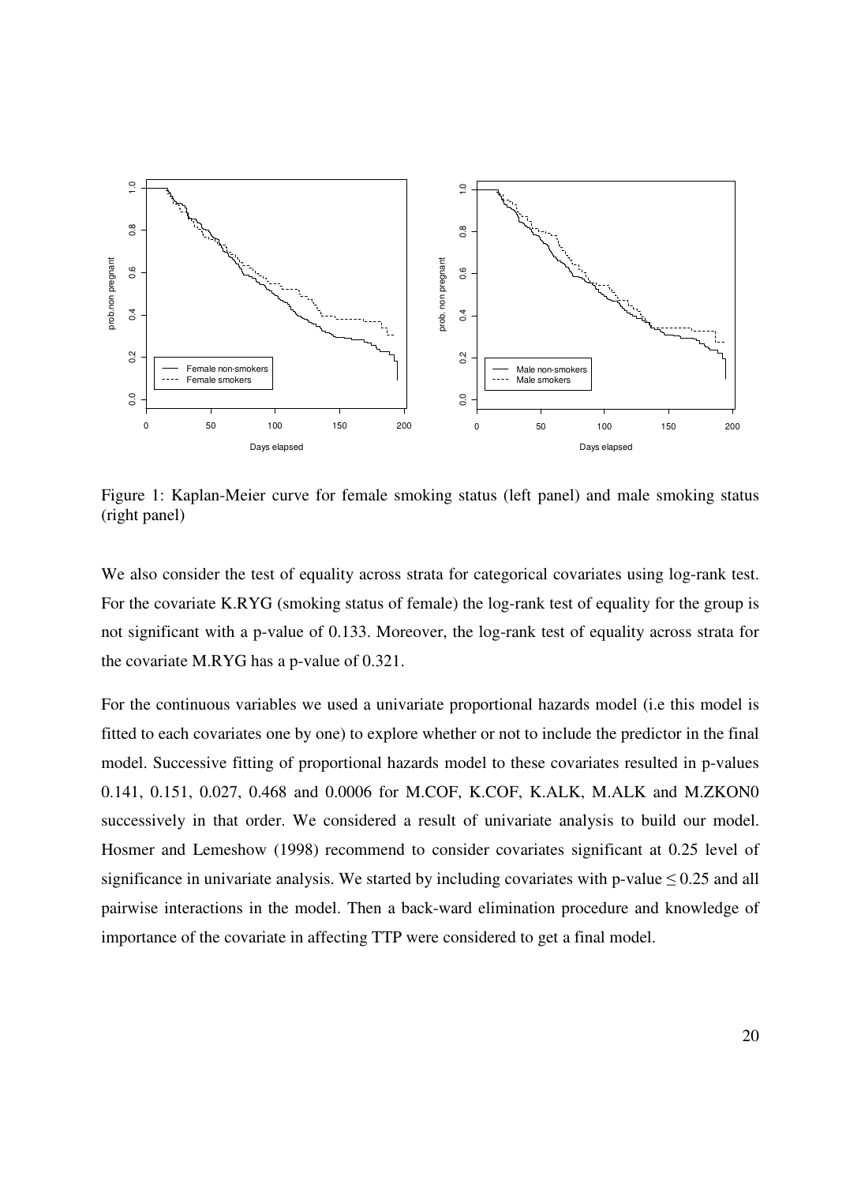Figure 1: Kaplan-Meier curve for female smoking status (left panel) and male smoking status (right panel)

We also consider the test of equality across strata for categorical covariates using log-rank test. For the covariate K.RYG (smoking status of female) the log-rank test of equality for the group is not significant with a p-value of 0.133. Moreover, the log-rank test of equality across strata for the covariate M.RYG has a p-value of 0.321.

For the continuous variables we used a univariate proportional hazards model (i.e this model is fitted to each covariates one by one) to explore whether or not to include the predictor in the final model. Successive fitting of proportional hazards model to these covariates resulted in p-values 0.141, 0.151, 0.027, 0.468 and 0.0006 for M.COF, K.COF, K.ALK, M.ALK and M.ZKON0 successively in that order. We considered a result of univariate analysis to build our model. Hosmer and Lemeshow (1998) recommend to consider covariates significant at 0.25 level of significance in univariate analysis. We started by including covariates with p-value $\leq 0.25$ and all pairwise interactions in the model. Then a back-ward elimination procedure and knowledge of importance of the covariate in affecting TTP were considered to get a final model.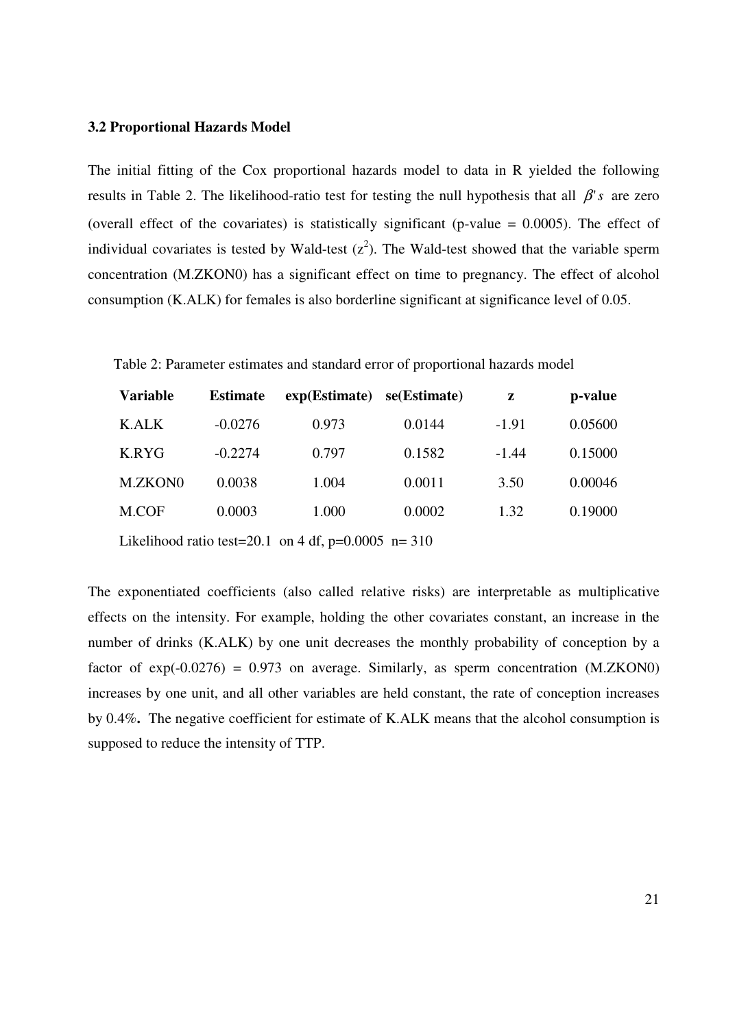### 3.2 Proportional Hazards Model

The initial fitting of the Cox proportional hazards model to data in R yielded the following results in Table 2. The likelihood-ratio test for testing the null hypothesis that all $\beta's$ are zero (overall effect of the covariates) is statistically significant (p-value = 0.0005). The effect of individual covariates is tested by Wald-test ($z^2$). The Wald-test showed that the variable sperm concentration (M.ZKON0) has a significant effect on time to pregnancy. The effect of alcohol consumption (K.ALK) for females is also borderline significant at significance level of 0.05.

Table 2: Parameter estimates and standard error of proportional hazards model

| Variable | Estimate | exp(Estimate) | se(Estimate) | z | p-value |
|---|---|---|---|---|---|
| K.ALK | -0.0276 | 0.973 | 0.0144 | -1.91 | 0.05600 |
| K.RYG | -0.2274 | 0.797 | 0.1582 | -1.44 | 0.15000 |
| M.ZKON0 | 0.0038 | 1.004 | 0.0011 | 3.50 | 0.00046 |
| M.COF | 0.0003 | 1.000 | 0.0002 | 1.32 | 0.19000 |

Likelihood ratio test=20.1 on 4 df, p=0.0005 n= 310

The exponentiated coefficients (also called relative risks) are interpretable as multiplicative effects on the intensity. For example, holding the other covariates constant, an increase in the number of drinks (K.ALK) by one unit decreases the monthly probability of conception by a factor of exp(-0.0276) = 0.973 on average. Similarly, as sperm concentration (M.ZKON0) increases by one unit, and all other variables are held constant, the rate of conception increases by 0.4%**.** The negative coefficient for estimate of K.ALK means that the alcohol consumption is supposed to reduce the intensity of TTP.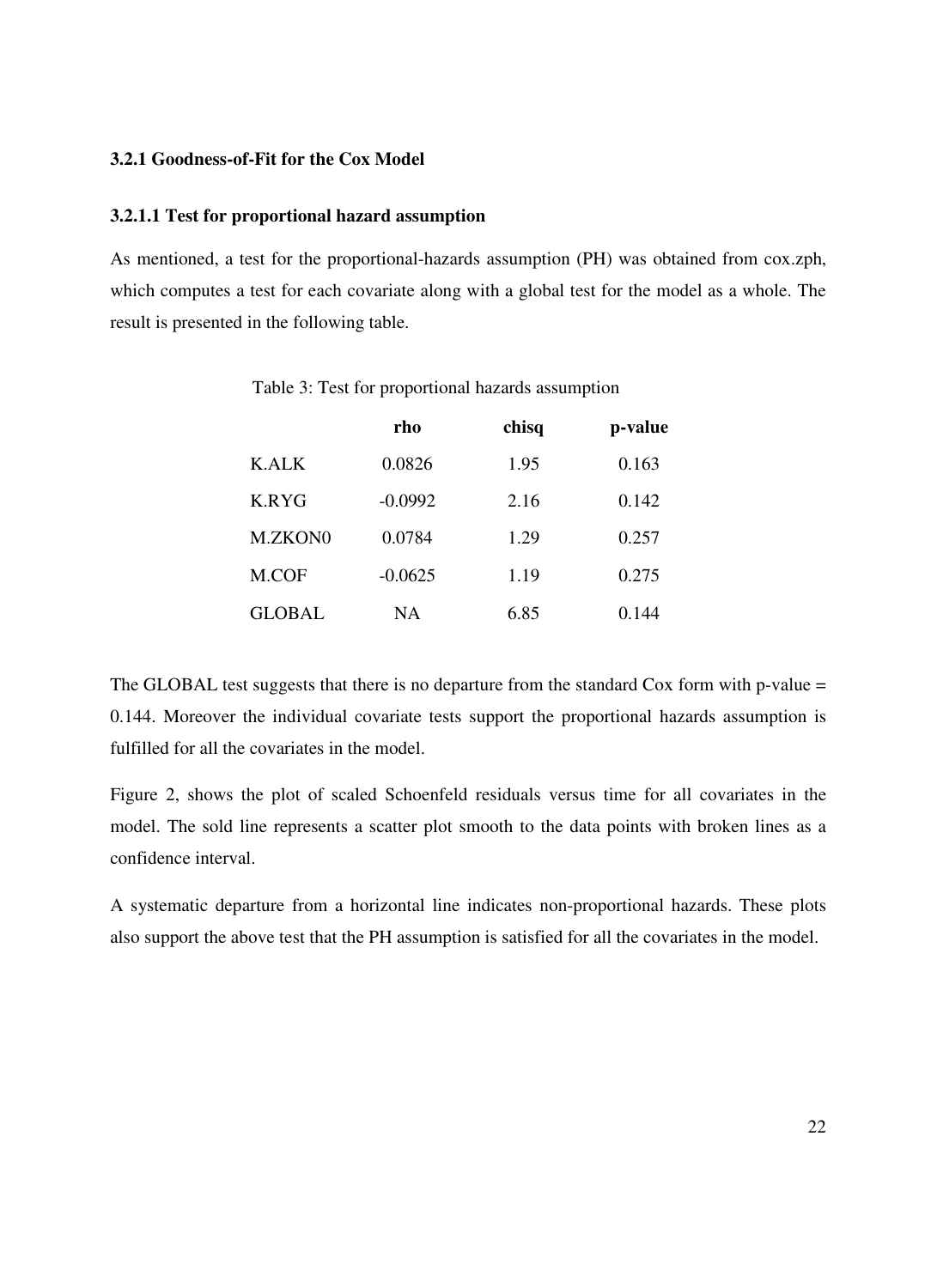### 3.2.1 Goodness-of-Fit for the Cox Model

#### 3.2.1.1 Test for proportional hazard assumption

As mentioned, a test for the proportional-hazards assumption (PH) was obtained from cox.zph, which computes a test for each covariate along with a global test for the model as a whole. The result is presented in the following table.

Table 3: Test for proportional hazards assumption

| | **rho** | **chisq** | **p-value** |
|---|---|---|---|
| K.ALK | 0.0826 | 1.95 | 0.163 |
| K.RYG | -0.0992 | 2.16 | 0.142 |
| M.ZKON0 | 0.0784 | 1.29 | 0.257 |
| M.COF | -0.0625 | 1.19 | 0.275 |
| GLOBAL | NA | 6.85 | 0.144 |

The GLOBAL test suggests that there is no departure from the standard Cox form with p-value = 0.144. Moreover the individual covariate tests support the proportional hazards assumption is fulfilled for all the covariates in the model.

Figure 2, shows the plot of scaled Schoenfeld residuals versus time for all covariates in the model. The sold line represents a scatter plot smooth to the data points with broken lines as a confidence interval.

A systematic departure from a horizontal line indicates non-proportional hazards. These plots also support the above test that the PH assumption is satisfied for all the covariates in the model.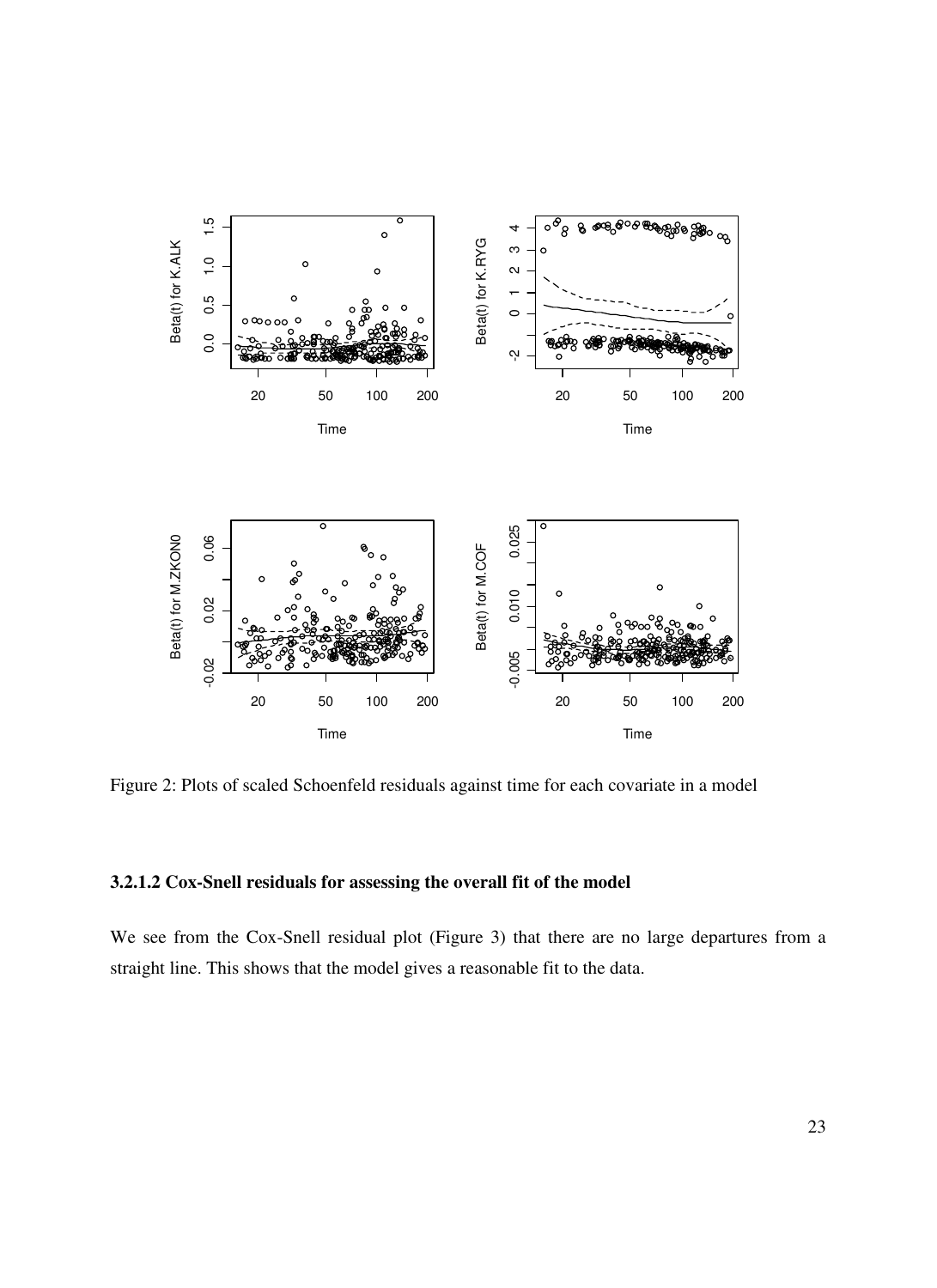Figure 2: Plots of scaled Schoenfeld residuals against time for each covariate in a model

#### 3.2.1.2 Cox-Snell residuals for assessing the overall fit of the model

We see from the Cox-Snell residual plot (Figure 3) that there are no large departures from a straight line. This shows that the model gives a reasonable fit to the data.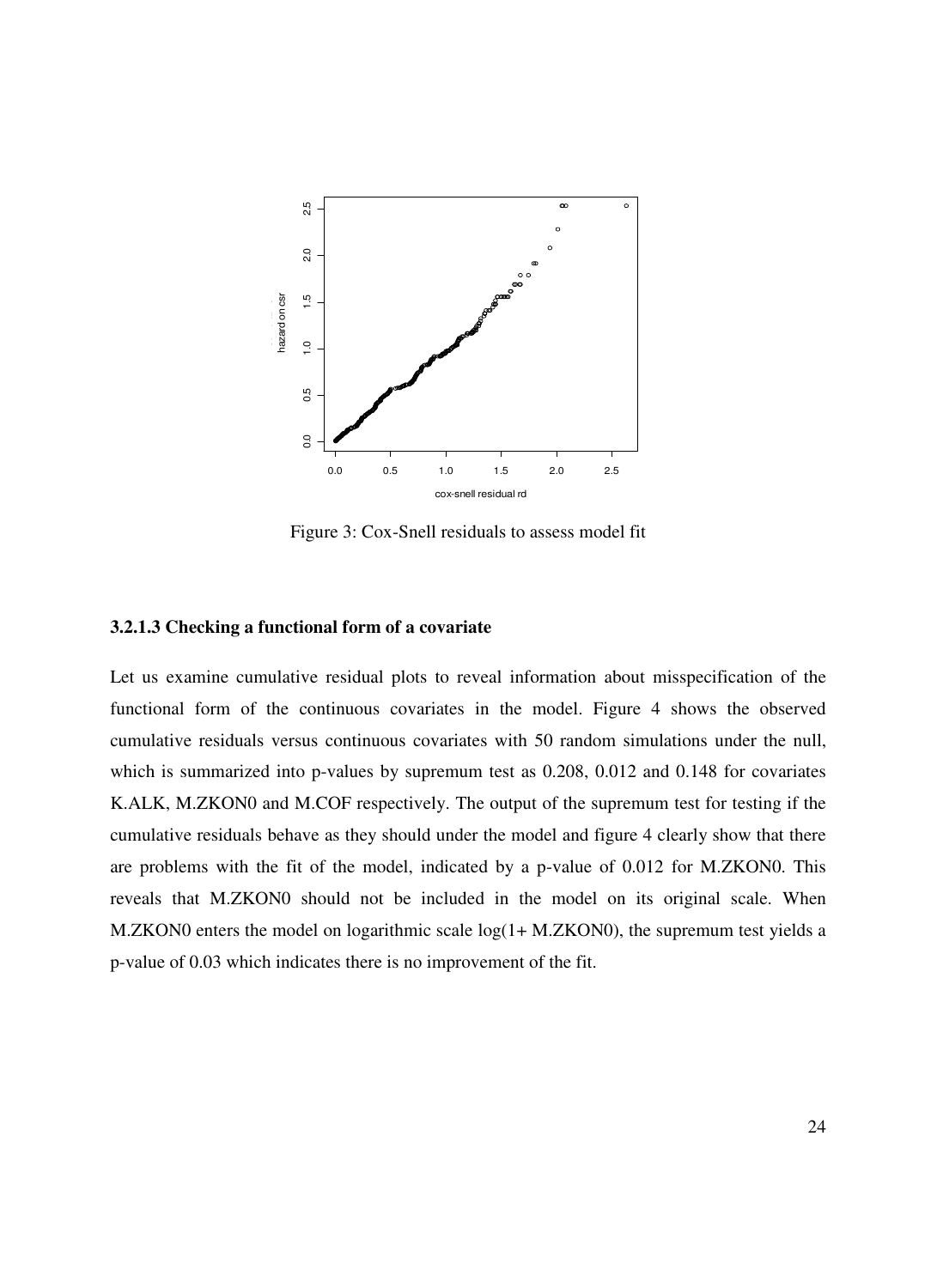Figure 3: Cox-Snell residuals to assess model fit

### 3.2.1.3 Checking a functional form of a covariate

Let us examine cumulative residual plots to reveal information about misspecification of the functional form of the continuous covariates in the model. Figure 4 shows the observed cumulative residuals versus continuous covariates with 50 random simulations under the null, which is summarized into p-values by supremum test as 0.208, 0.012 and 0.148 for covariates K.ALK, M.ZKON0 and M.COF respectively. The output of the supremum test for testing if the cumulative residuals behave as they should under the model and figure 4 clearly show that there are problems with the fit of the model, indicated by a p-value of 0.012 for M.ZKON0. This reveals that M.ZKON0 should not be included in the model on its original scale. When M.ZKON0 enters the model on logarithmic scale log(1+ M.ZKON0), the supremum test yields a p-value of 0.03 which indicates there is no improvement of the fit.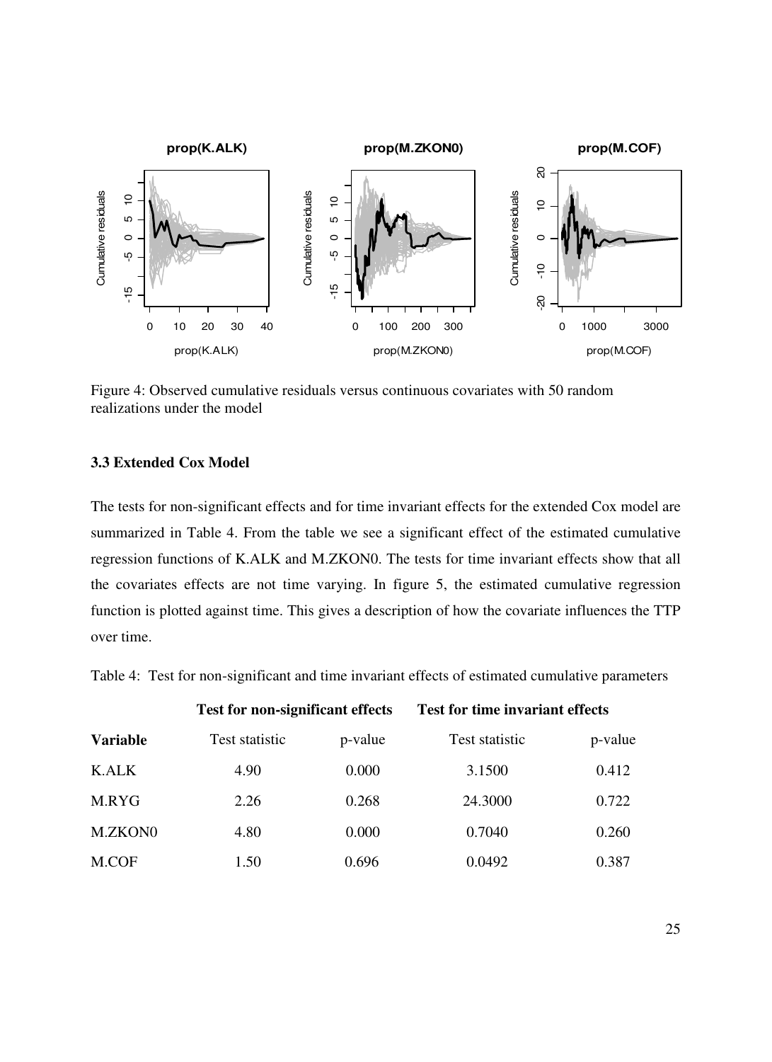Figure 4: Observed cumulative residuals versus continuous covariates with 50 random realizations under the model

### 3.3 Extended Cox Model

The tests for non-significant effects and for time invariant effects for the extended Cox model are summarized in Table 4. From the table we see a significant effect of the estimated cumulative regression functions of K.ALK and M.ZKON0. The tests for time invariant effects show that all the covariates effects are not time varying. In figure 5, the estimated cumulative regression function is plotted against time. This gives a description of how the covariate influences the TTP over time.

Table 4: Test for non-significant and time invariant effects of estimated cumulative parameters

| | **Test for non-significant effects** | | **Test for time invariant effects** | |
|---|---|---|---|---|
| **Variable** | Test statistic | p-value | Test statistic | p-value |
| K.ALK | 4.90 | 0.000 | 3.1500 | 0.412 |
| M.RYG | 2.26 | 0.268 | 24.3000 | 0.722 |
| M.ZKON0 | 4.80 | 0.000 | 0.7040 | 0.260 |
| M.COF | 1.50 | 0.696 | 0.0492 | 0.387 |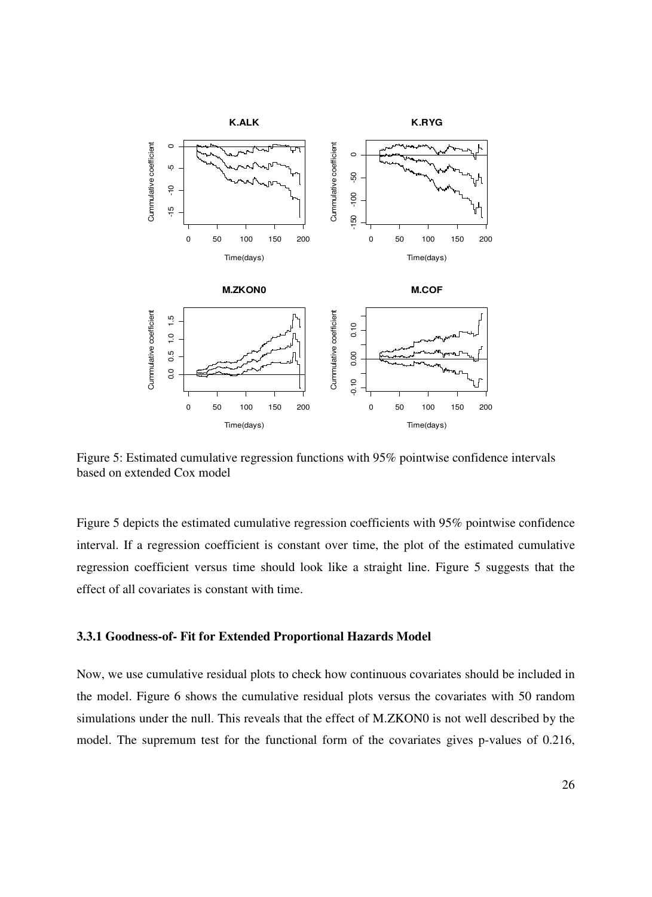Figure 5: Estimated cumulative regression functions with 95% pointwise confidence intervals based on extended Cox model

Figure 5 depicts the estimated cumulative regression coefficients with 95% pointwise confidence interval. If a regression coefficient is constant over time, the plot of the estimated cumulative regression coefficient versus time should look like a straight line. Figure 5 suggests that the effect of all covariates is constant with time.

### 3.3.1 Goodness-of- Fit for Extended Proportional Hazards Model

Now, we use cumulative residual plots to check how continuous covariates should be included in the model. Figure 6 shows the cumulative residual plots versus the covariates with 50 random simulations under the null. This reveals that the effect of M.ZKON0 is not well described by the model. The supremum test for the functional form of the covariates gives p-values of 0.216,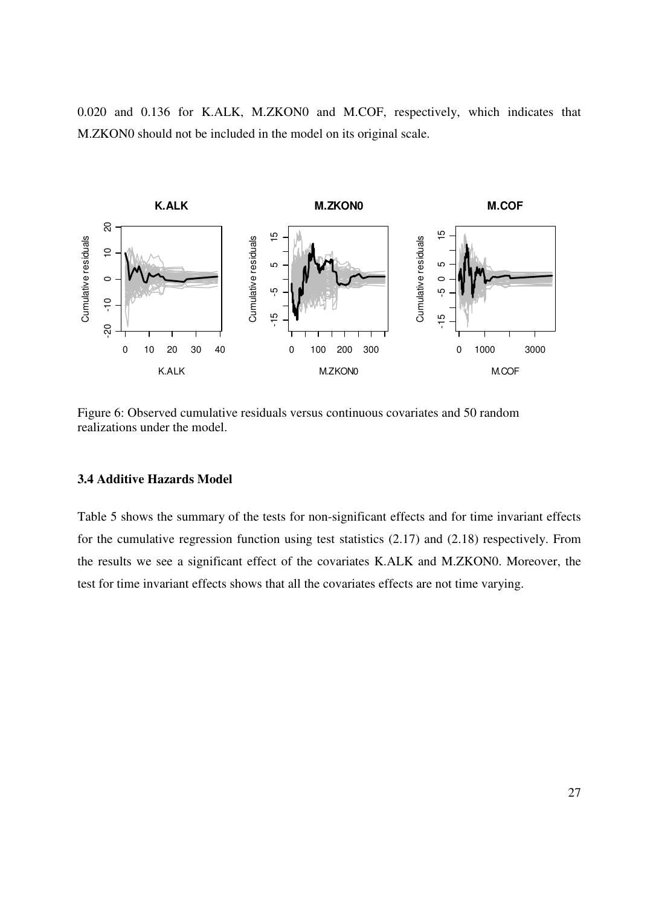0.020 and 0.136 for K.ALK, M.ZKON0 and M.COF, respectively, which indicates that M.ZKON0 should not be included in the model on its original scale.

Figure 6: Observed cumulative residuals versus continuous covariates and 50 random realizations under the model.

### 3.4 Additive Hazards Model

Table 5 shows the summary of the tests for non-significant effects and for time invariant effects for the cumulative regression function using test statistics (2.17) and (2.18) respectively. From the results we see a significant effect of the covariates K.ALK and M.ZKON0. Moreover, the test for time invariant effects shows that all the covariates effects are not time varying.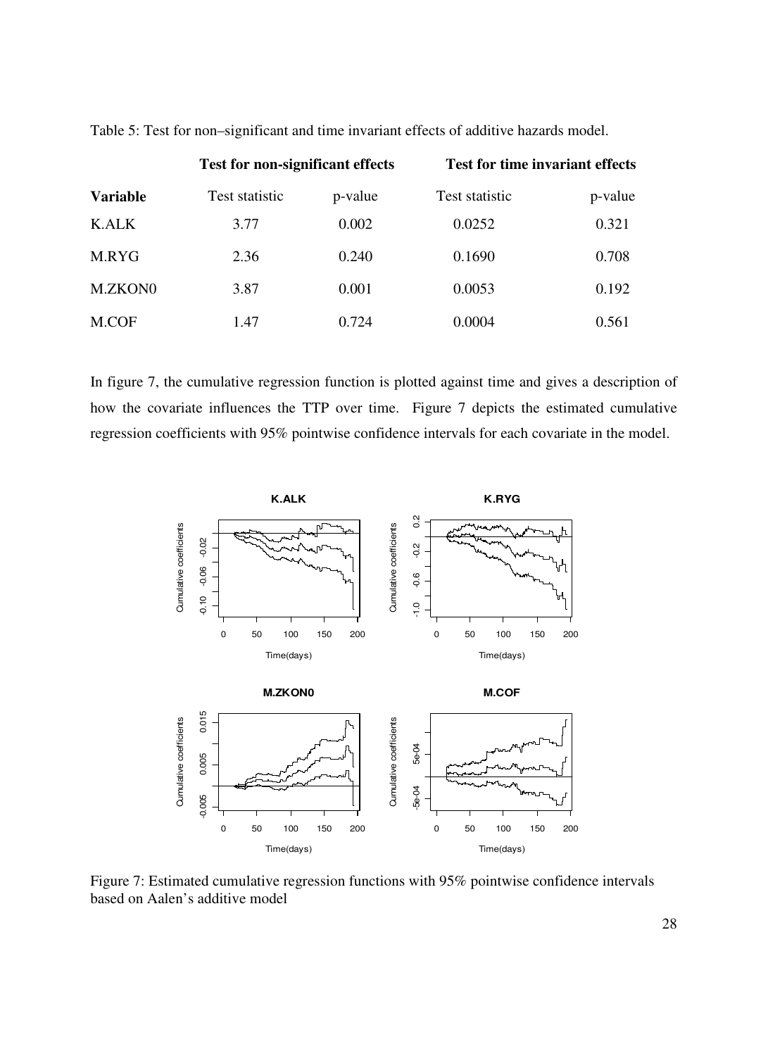Table 5: Test for non–significant and time invariant effects of additive hazards model.

| | Test for non-significant effects | | Test for time invariant effects | |
|---|---|---|---|---|
| **Variable** | Test statistic | p-value | Test statistic | p-value |
| K.ALK | 3.77 | 0.002 | 0.0252 | 0.321 |
| M.RYG | 2.36 | 0.240 | 0.1690 | 0.708 |
| M.ZKON0 | 3.87 | 0.001 | 0.0053 | 0.192 |
| M.COF | 1.47 | 0.724 | 0.0004 | 0.561 |

In figure 7, the cumulative regression function is plotted against time and gives a description of how the covariate influences the TTP over time. Figure 7 depicts the estimated cumulative regression coefficients with 95% pointwise confidence intervals for each covariate in the model.

Figure 7: Estimated cumulative regression functions with 95% pointwise confidence intervals based on Aalen's additive model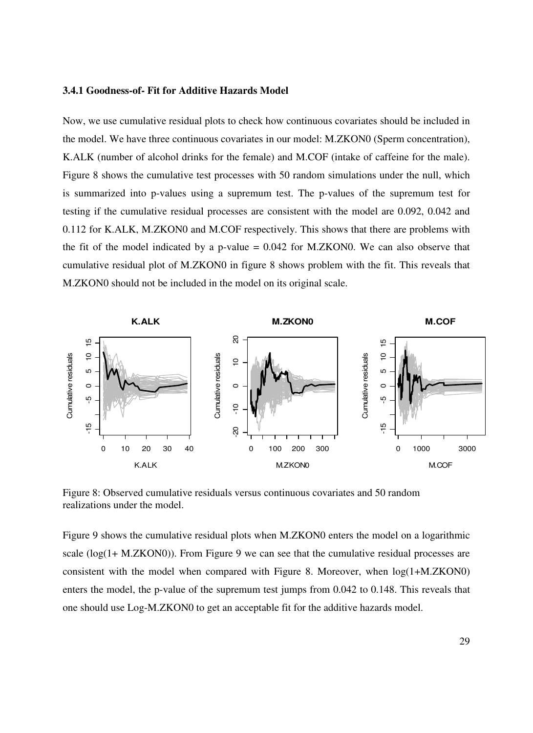### 3.4.1 Goodness-of- Fit for Additive Hazards Model

Now, we use cumulative residual plots to check how continuous covariates should be included in the model. We have three continuous covariates in our model: M.ZKON0 (Sperm concentration), K.ALK (number of alcohol drinks for the female) and M.COF (intake of caffeine for the male). Figure 8 shows the cumulative test processes with 50 random simulations under the null, which is summarized into p-values using a supremum test. The p-values of the supremum test for testing if the cumulative residual processes are consistent with the model are 0.092, 0.042 and 0.112 for K.ALK, M.ZKON0 and M.COF respectively. This shows that there are problems with the fit of the model indicated by a p-value = 0.042 for M.ZKON0. We can also observe that cumulative residual plot of M.ZKON0 in figure 8 shows problem with the fit. This reveals that M.ZKON0 should not be included in the model on its original scale.

Figure 8: Observed cumulative residuals versus continuous covariates and 50 random realizations under the model.

Figure 9 shows the cumulative residual plots when M.ZKON0 enters the model on a logarithmic scale (log(1+ M.ZKON0)). From Figure 9 we can see that the cumulative residual processes are consistent with the model when compared with Figure 8. Moreover, when log(1+M.ZKON0) enters the model, the p-value of the supremum test jumps from 0.042 to 0.148. This reveals that one should use Log-M.ZKON0 to get an acceptable fit for the additive hazards model.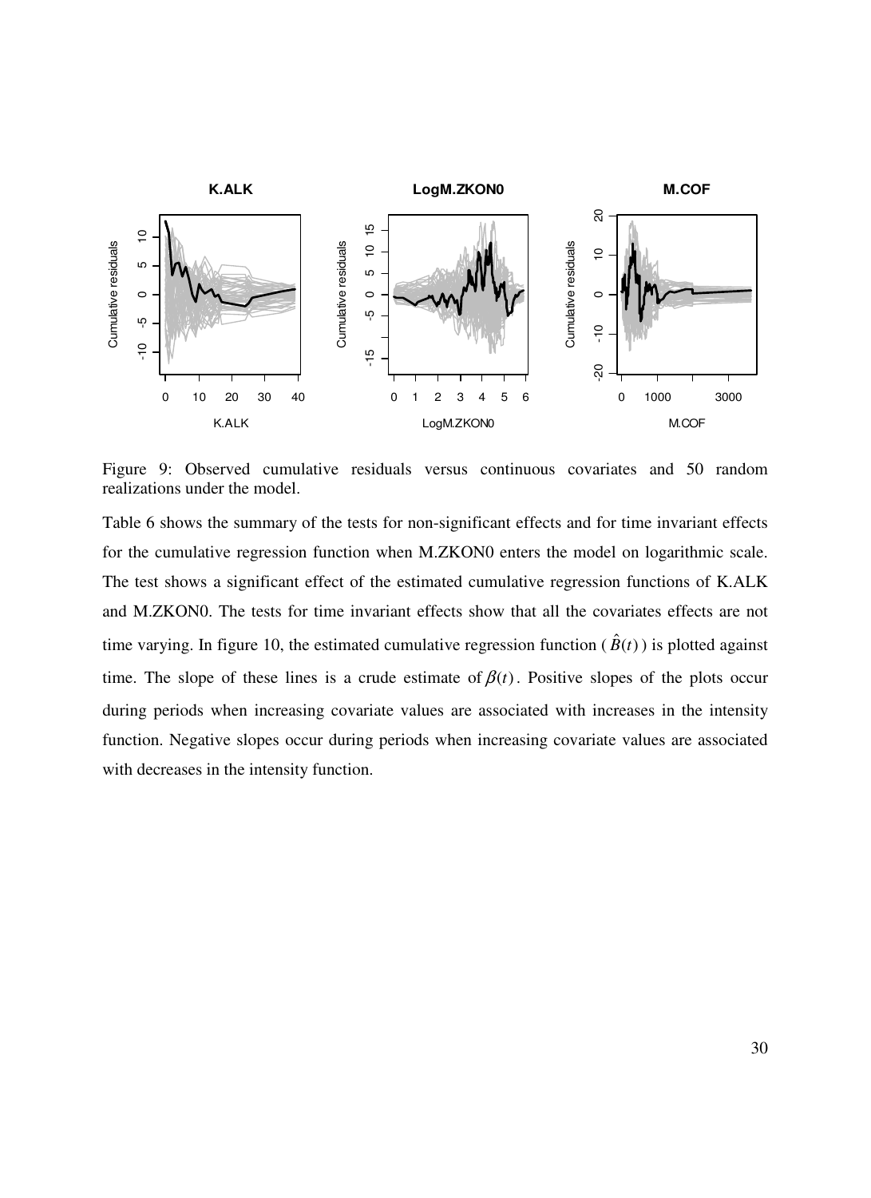Figure 9: Observed cumulative residuals versus continuous covariates and 50 random realizations under the model.

Table 6 shows the summary of the tests for non-significant effects and for time invariant effects for the cumulative regression function when M.ZKON0 enters the model on logarithmic scale. The test shows a significant effect of the estimated cumulative regression functions of K.ALK and M.ZKON0. The tests for time invariant effects show that all the covariates effects are not time varying. In figure 10, the estimated cumulative regression function ($\hat{B}(t)$) is plotted against time. The slope of these lines is a crude estimate of $\beta(t)$. Positive slopes of the plots occur during periods when increasing covariate values are associated with increases in the intensity function. Negative slopes occur during periods when increasing covariate values are associated with decreases in the intensity function.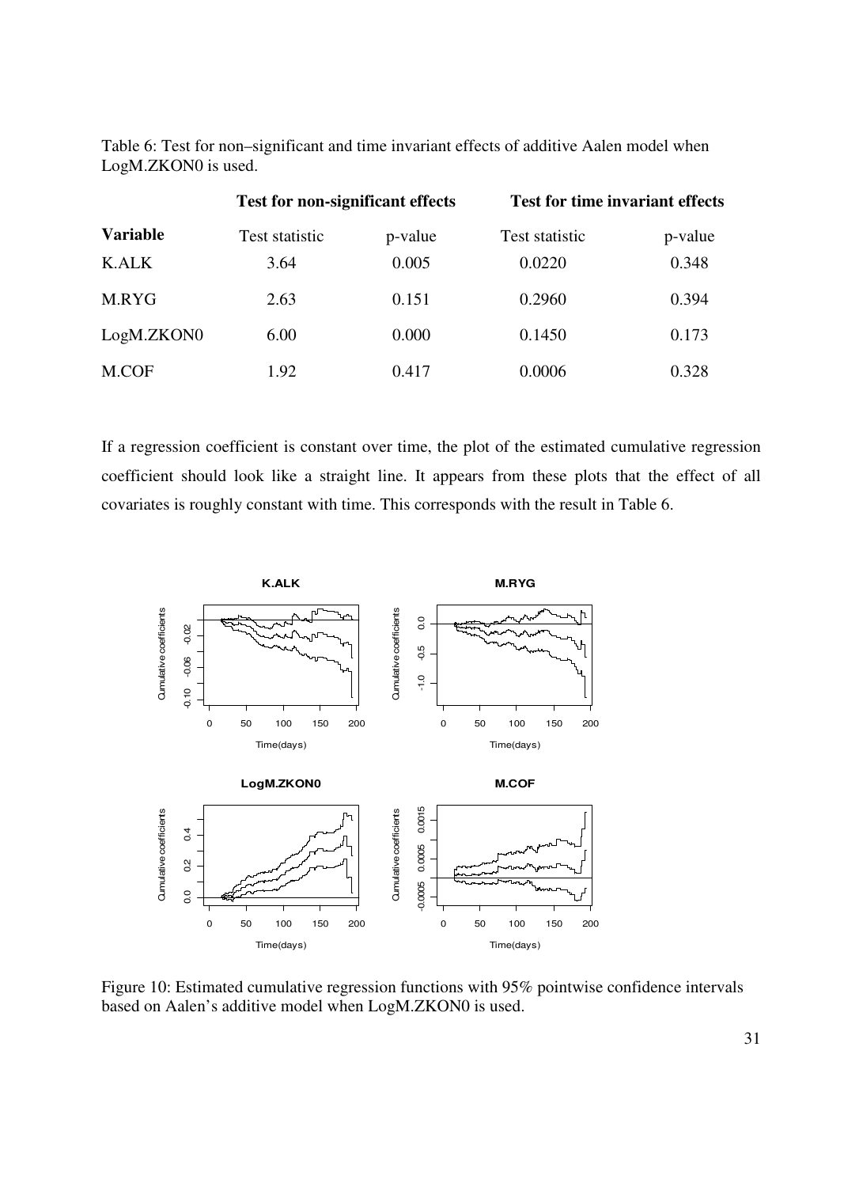Table 6: Test for non–significant and time invariant effects of additive Aalen model when LogM.ZKON0 is used.

| | **Test for non-significant effects** | | **Test for time invariant effects** | |
|---|---|---|---|---|
| **Variable** | Test statistic | p-value | Test statistic | p-value |
| K.ALK | 3.64 | 0.005 | 0.0220 | 0.348 |
| M.RYG | 2.63 | 0.151 | 0.2960 | 0.394 |
| LogM.ZKON0 | 6.00 | 0.000 | 0.1450 | 0.173 |
| M.COF | 1.92 | 0.417 | 0.0006 | 0.328 |

If a regression coefficient is constant over time, the plot of the estimated cumulative regression coefficient should look like a straight line. It appears from these plots that the effect of all covariates is roughly constant with time. This corresponds with the result in Table 6.

Figure 10: Estimated cumulative regression functions with 95% pointwise confidence intervals based on Aalen's additive model when LogM.ZKON0 is used.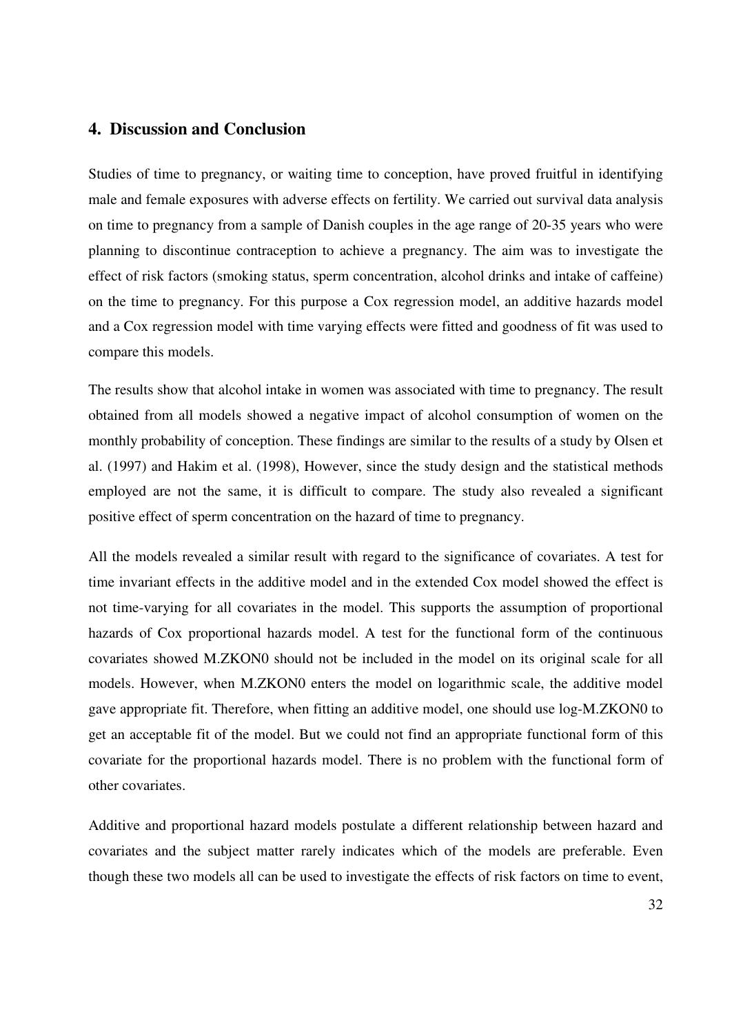## 4. Discussion and Conclusion

Studies of time to pregnancy, or waiting time to conception, have proved fruitful in identifying male and female exposures with adverse effects on fertility. We carried out survival data analysis on time to pregnancy from a sample of Danish couples in the age range of 20-35 years who were planning to discontinue contraception to achieve a pregnancy. The aim was to investigate the effect of risk factors (smoking status, sperm concentration, alcohol drinks and intake of caffeine) on the time to pregnancy. For this purpose a Cox regression model, an additive hazards model and a Cox regression model with time varying effects were fitted and goodness of fit was used to compare this models.

The results show that alcohol intake in women was associated with time to pregnancy. The result obtained from all models showed a negative impact of alcohol consumption of women on the monthly probability of conception. These findings are similar to the results of a study by Olsen et al. (1997) and Hakim et al. (1998), However, since the study design and the statistical methods employed are not the same, it is difficult to compare. The study also revealed a significant positive effect of sperm concentration on the hazard of time to pregnancy.

All the models revealed a similar result with regard to the significance of covariates. A test for time invariant effects in the additive model and in the extended Cox model showed the effect is not time-varying for all covariates in the model. This supports the assumption of proportional hazards of Cox proportional hazards model. A test for the functional form of the continuous covariates showed M.ZKON0 should not be included in the model on its original scale for all models. However, when M.ZKON0 enters the model on logarithmic scale, the additive model gave appropriate fit. Therefore, when fitting an additive model, one should use log-M.ZKON0 to get an acceptable fit of the model. But we could not find an appropriate functional form of this covariate for the proportional hazards model. There is no problem with the functional form of other covariates.

Additive and proportional hazard models postulate a different relationship between hazard and covariates and the subject matter rarely indicates which of the models are preferable. Even though these two models all can be used to investigate the effects of risk factors on time to event,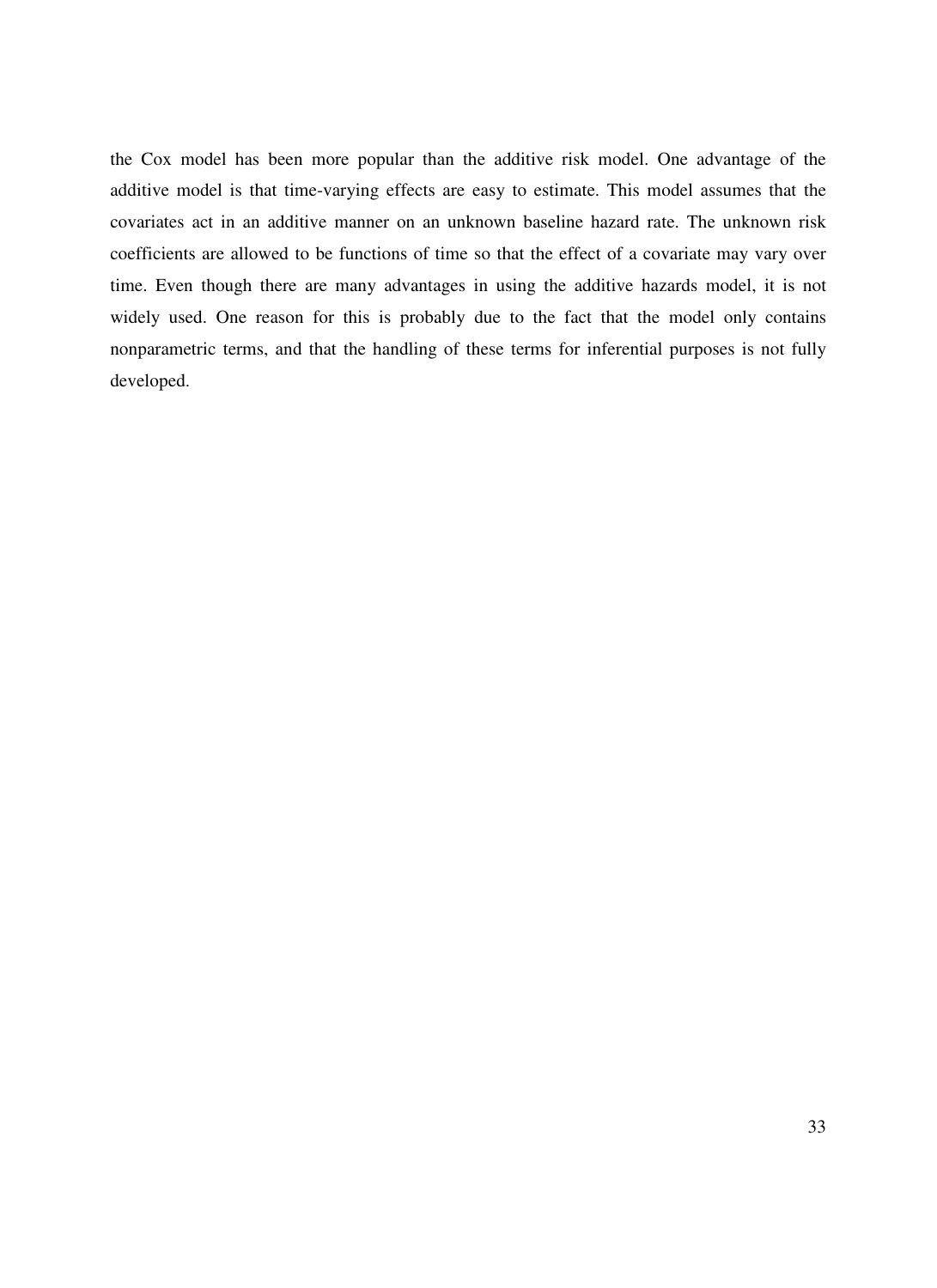the Cox model has been more popular than the additive risk model. One advantage of the additive model is that time-varying effects are easy to estimate. This model assumes that the covariates act in an additive manner on an unknown baseline hazard rate. The unknown risk coefficients are allowed to be functions of time so that the effect of a covariate may vary over time. Even though there are many advantages in using the additive hazards model, it is not widely used. One reason for this is probably due to the fact that the model only contains nonparametric terms, and that the handling of these terms for inferential purposes is not fully developed.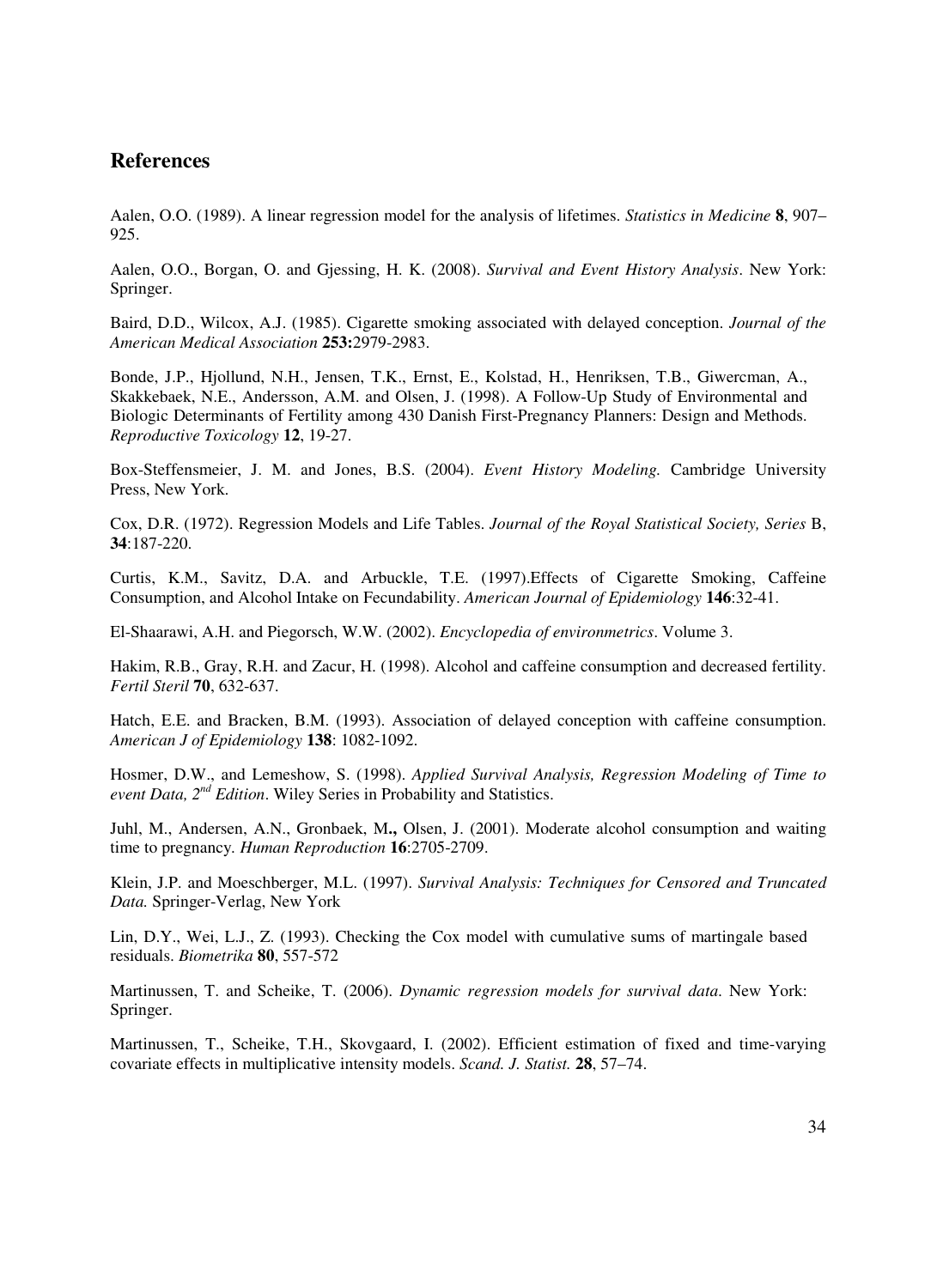## References

Aalen, O.O. (1989). A linear regression model for the analysis of lifetimes. *Statistics in Medicine* **8**, 907–925.

Aalen, O.O., Borgan, O. and Gjessing, H. K. (2008). *Survival and Event History Analysis*. New York: Springer.

Baird, D.D., Wilcox, A.J. (1985). Cigarette smoking associated with delayed conception. *Journal of the American Medical Association* **253:**2979-2983.

Bonde, J.P., Hjollund, N.H., Jensen, T.K., Ernst, E., Kolstad, H., Henriksen, T.B., Giwercman, A., Skakkebaek, N.E., Andersson, A.M. and Olsen, J. (1998). A Follow-Up Study of Environmental and Biologic Determinants of Fertility among 430 Danish First-Pregnancy Planners: Design and Methods. *Reproductive Toxicology* **12**, 19-27.

Box-Steffensmeier, J. M. and Jones, B.S. (2004). *Event History Modeling.* Cambridge University Press, New York.

Cox, D.R. (1972). Regression Models and Life Tables. *Journal of the Royal Statistical Society, Series* B, **34**:187-220.

Curtis, K.M., Savitz, D.A. and Arbuckle, T.E. (1997).Effects of Cigarette Smoking, Caffeine Consumption, and Alcohol Intake on Fecundability. *American Journal of Epidemiology* **146**:32-41.

El-Shaarawi, A.H. and Piegorsch, W.W. (2002). *Encyclopedia of environmetrics*. Volume 3.

Hakim, R.B., Gray, R.H. and Zacur, H. (1998). Alcohol and caffeine consumption and decreased fertility. *Fertil Steril* **70**, 632-637.

Hatch, E.E. and Bracken, B.M. (1993). Association of delayed conception with caffeine consumption. *American J of Epidemiology* **138**: 1082-1092.

Hosmer, D.W., and Lemeshow, S. (1998). *Applied Survival Analysis, Regression Modeling of Time to event Data, 2nd Edition*. Wiley Series in Probability and Statistics.

Juhl, M., Andersen, A.N., Gronbaek, M**.,** Olsen, J. (2001). Moderate alcohol consumption and waiting time to pregnancy. *Human Reproduction* **16**:2705-2709.

Klein, J.P. and Moeschberger, M.L. (1997). *Survival Analysis: Techniques for Censored and Truncated Data.* Springer-Verlag, New York

Lin, D.Y., Wei, L.J., Z. (1993). Checking the Cox model with cumulative sums of martingale based residuals. *Biometrika* **80**, 557-572

Martinussen, T. and Scheike, T. (2006). *Dynamic regression models for survival data.* New York: Springer.

Martinussen, T., Scheike, T.H., Skovgaard, I. (2002). Efficient estimation of fixed and time-varying covariate effects in multiplicative intensity models. *Scand. J. Statist.* **28**, 57–74.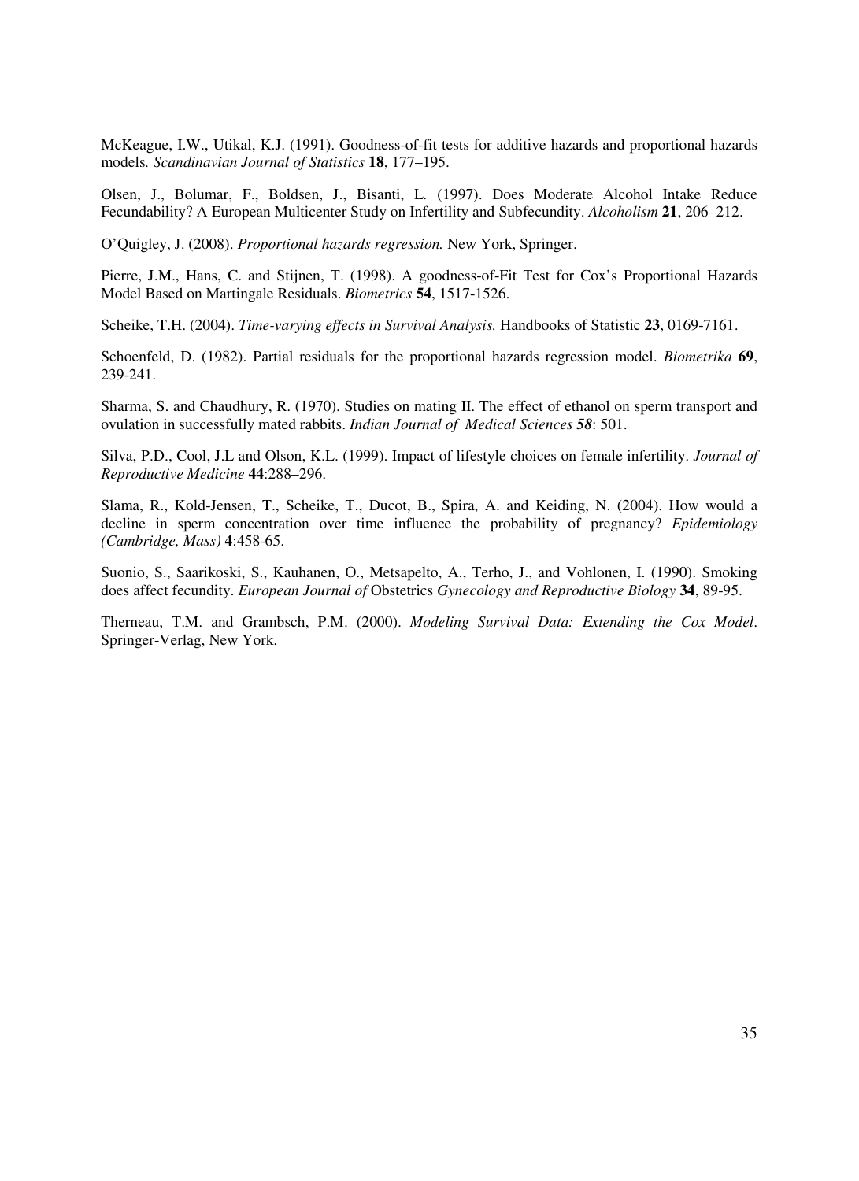McKeague, I.W., Utikal, K.J. (1991). Goodness-of-fit tests for additive hazards and proportional hazards models. *Scandinavian Journal of Statistics* **18**, 177–195.

Olsen, J., Bolumar, F., Boldsen, J., Bisanti, L. (1997). Does Moderate Alcohol Intake Reduce Fecundability? A European Multicenter Study on Infertility and Subfecundity. *Alcoholism* **21**, 206–212.

O'Quigley, J. (2008). *Proportional hazards regression.* New York, Springer.

Pierre, J.M., Hans, C. and Stijnen, T. (1998). A goodness-of-Fit Test for Cox's Proportional Hazards Model Based on Martingale Residuals. *Biometrics* **54**, 1517-1526.

Scheike, T.H. (2004). *Time-varying effects in Survival Analysis.* Handbooks of Statistic **23**, 0169-7161.

Schoenfeld, D. (1982). Partial residuals for the proportional hazards regression model. *Biometrika* **69**, 239-241.

Sharma, S. and Chaudhury, R. (1970). Studies on mating II. The effect of ethanol on sperm transport and ovulation in successfully mated rabbits. *Indian Journal of Medical Sciences* ***58***: 501.

Silva, P.D., Cool, J.L and Olson, K.L. (1999). Impact of lifestyle choices on female infertility. *Journal of Reproductive Medicine* **44**:288–296.

Slama, R., Kold-Jensen, T., Scheike, T., Ducot, B., Spira, A. and Keiding, N. (2004). How would a decline in sperm concentration over time influence the probability of pregnancy? *Epidemiology (Cambridge, Mass)* **4**:458-65.

Suonio, S., Saarikoski, S., Kauhanen, O., Metsapelto, A., Terho, J., and Vohlonen, I. (1990). Smoking does affect fecundity. *European Journal of* Obstetrics *Gynecology and Reproductive Biology* **34**, 89-95.

Therneau, T.M. and Grambsch, P.M. (2000). *Modeling Survival Data: Extending the Cox Model*. Springer-Verlag, New York.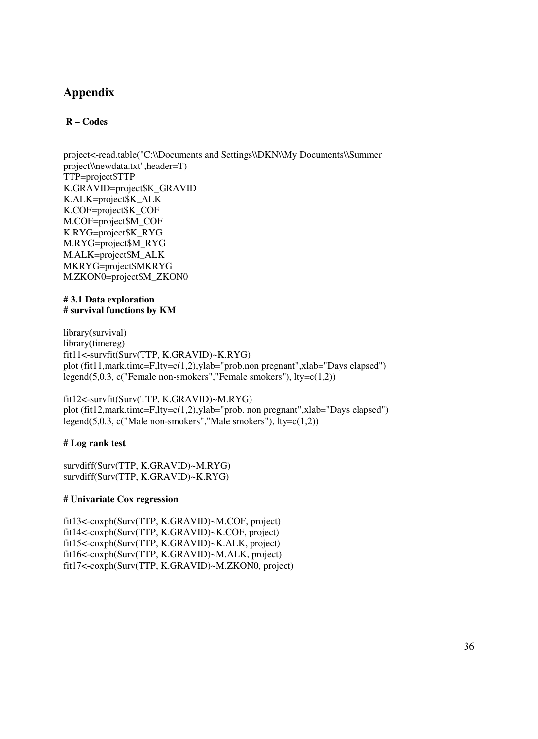## Appendix

**R – Codes**

```
project<-read.table("C:\\Documents and Settings\\DKN\\My Documents\\Summer
project\\newdata.txt",header=T)
TTP=project$TTP
K.GRAVID=project$K_GRAVID
K.ALK=project$K_ALK
K.COF=project$K_COF
M.COF=project$M_COF
K.RYG=project$K_RYG
M.RYG=project$M_RYG
M.ALK=project$M_ALK
MKRYG=project$MKRYG
M.ZKON0=project$M_ZKON0
```

**# 3.1 Data exploration**
**# survival functions by KM**

```
library(survival)
library(timereg)
fit11<-survfit(Surv(TTP, K.GRAVID)~K.RYG)
plot (fit11,mark.time=F,lty=c(1,2),ylab="prob.non pregnant",xlab="Days elapsed")
legend(5,0.3, c("Female non-smokers","Female smokers"), lty=c(1,2))

fit12<-survfit(Surv(TTP, K.GRAVID)~M.RYG)
plot (fit12,mark.time=F,lty=c(1,2),ylab="prob. non pregnant",xlab="Days elapsed")
legend(5,0.3, c("Male non-smokers","Male smokers"), lty=c(1,2))
```

**# Log rank test**

```
survdiff(Surv(TTP, K.GRAVID)~M.RYG)
survdiff(Surv(TTP, K.GRAVID)~K.RYG)
```

**# Univariate Cox regression**

```
fit13<-coxph(Surv(TTP, K.GRAVID)~M.COF, project)
fit14<-coxph(Surv(TTP, K.GRAVID)~K.COF, project)
fit15<-coxph(Surv(TTP, K.GRAVID)~K.ALK, project)
fit16<-coxph(Surv(TTP, K.GRAVID)~M.ALK, project)
fit17<-coxph(Surv(TTP, K.GRAVID)~M.ZKON0, project)
```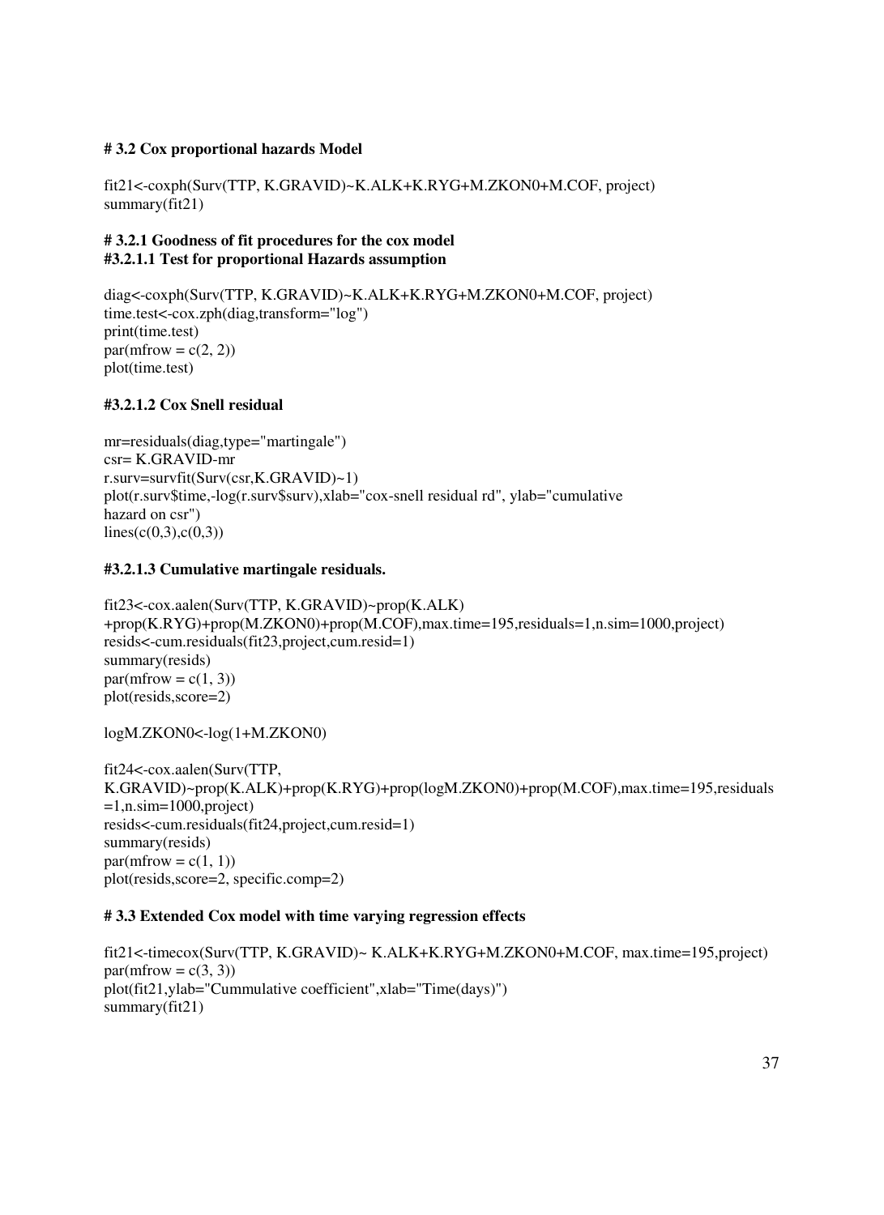**# 3.2 Cox proportional hazards Model**

```
fit21<-coxph(Surv(TTP, K.GRAVID)~K.ALK+K.RYG+M.ZKON0+M.COF, project)
summary(fit21)
```

**# 3.2.1 Goodness of fit procedures for the cox model**
**#3.2.1.1 Test for proportional Hazards assumption**

```
diag<-coxph(Surv(TTP, K.GRAVID)~K.ALK+K.RYG+M.ZKON0+M.COF, project)
time.test<-cox.zph(diag,transform="log")
print(time.test)
par(mfrow = c(2, 2))
plot(time.test)
```

**#3.2.1.2 Cox Snell residual**

```
mr=residuals(diag,type="martingale")
csr= K.GRAVID-mr
r.surv=survfit(Surv(csr,K.GRAVID)~1)
plot(r.surv$time,-log(r.surv$surv),xlab="cox-snell residual rd", ylab="cumulative
hazard on csr")
lines(c(0,3),c(0,3))
```

**#3.2.1.3 Cumulative martingale residuals.**

```
fit23<-cox.aalen(Surv(TTP, K.GRAVID)~prop(K.ALK)
+prop(K.RYG)+prop(M.ZKON0)+prop(M.COF),max.time=195,residuals=1,n.sim=1000,project)
resids<-cum.residuals(fit23,project,cum.resid=1)
summary(resids)
par(mfrow = c(1, 3))
plot(resids,score=2)

logM.ZKON0<-log(1+M.ZKON0)

fit24<-cox.aalen(Surv(TTP,
K.GRAVID)~prop(K.ALK)+prop(K.RYG)+prop(logM.ZKON0)+prop(M.COF),max.time=195,residuals
=1,n.sim=1000,project)
resids<-cum.residuals(fit24,project,cum.resid=1)
summary(resids)
par(mfrow = c(1, 1))
plot(resids,score=2, specific.comp=2)
```

**# 3.3 Extended Cox model with time varying regression effects**

```
fit21<-timecox(Surv(TTP, K.GRAVID)~ K.ALK+K.RYG+M.ZKON0+M.COF, max.time=195,project)
par(mfrow = c(3, 3))
plot(fit21,ylab="Cummulative coefficient",xlab="Time(days)")
summary(fit21)
```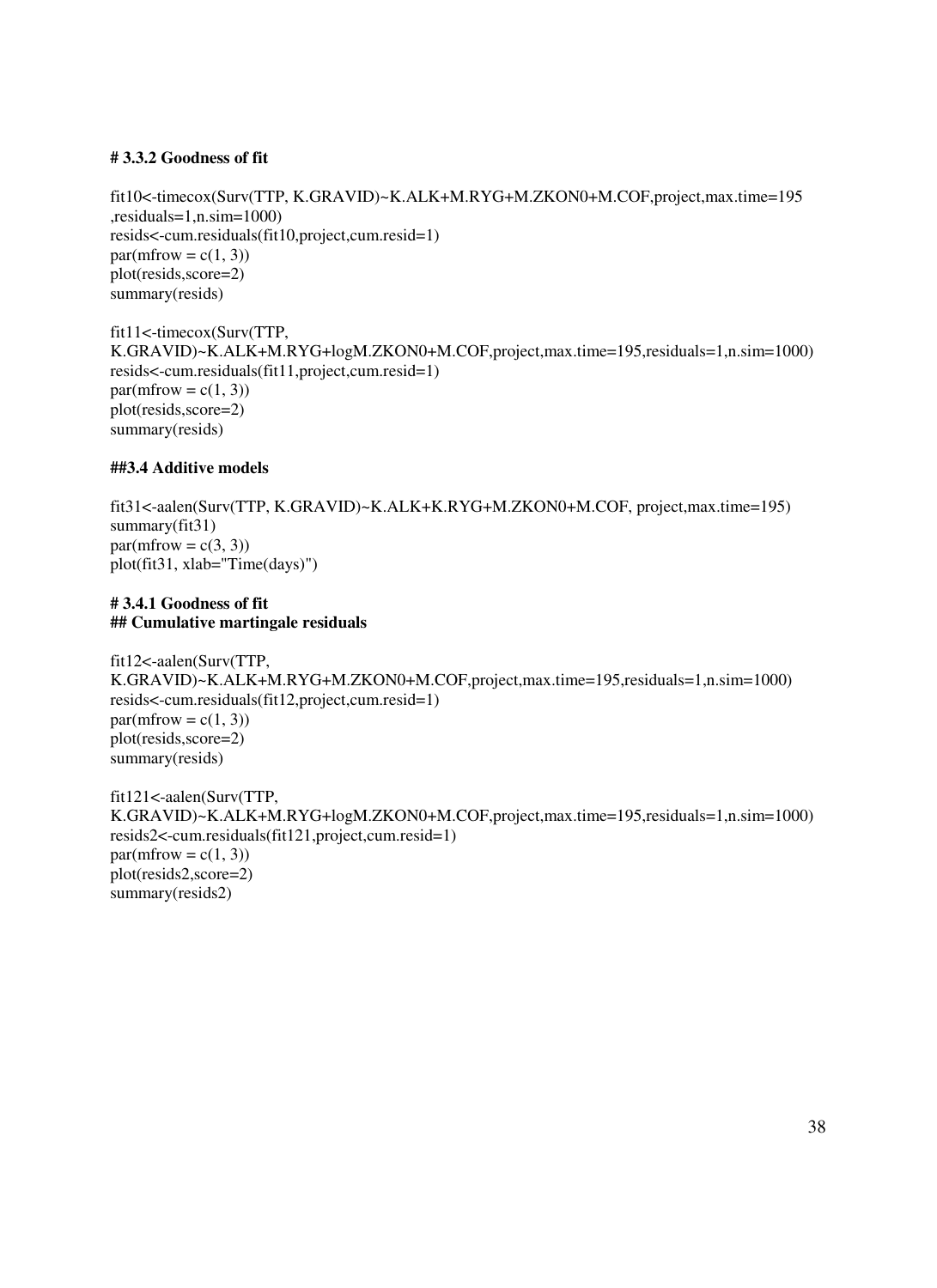**# 3.3.2 Goodness of fit**

```
fit10<-timecox(Surv(TTP, K.GRAVID)~K.ALK+M.RYG+M.ZKON0+M.COF,project,max.time=195
,residuals=1,n.sim=1000)
resids<-cum.residuals(fit10,project,cum.resid=1)
par(mfrow = c(1, 3))
plot(resids,score=2)
summary(resids)

fit11<-timecox(Surv(TTP,
K.GRAVID)~K.ALK+M.RYG+logM.ZKON0+M.COF,project,max.time=195,residuals=1,n.sim=1000)
resids<-cum.residuals(fit11,project,cum.resid=1)
par(mfrow = c(1, 3))
plot(resids,score=2)
summary(resids)
```

**##3.4 Additive models**

```
fit31<-aalen(Surv(TTP, K.GRAVID)~K.ALK+K.RYG+M.ZKON0+M.COF, project,max.time=195)
summary(fit31)
par(mfrow = c(3, 3))
plot(fit31, xlab="Time(days)")
```

**# 3.4.1 Goodness of fit**
**## Cumulative martingale residuals**

```
fit12<-aalen(Surv(TTP,
K.GRAVID)~K.ALK+M.RYG+M.ZKON0+M.COF,project,max.time=195,residuals=1,n.sim=1000)
resids<-cum.residuals(fit12,project,cum.resid=1)
par(mfrow = c(1, 3))
plot(resids,score=2)
summary(resids)

fit121<-aalen(Surv(TTP,
K.GRAVID)~K.ALK+M.RYG+logM.ZKON0+M.COF,project,max.time=195,residuals=1,n.sim=1000)
resids2<-cum.residuals(fit121,project,cum.resid=1)
par(mfrow = c(1, 3))
plot(resids2,score=2)
summary(resids2)
```